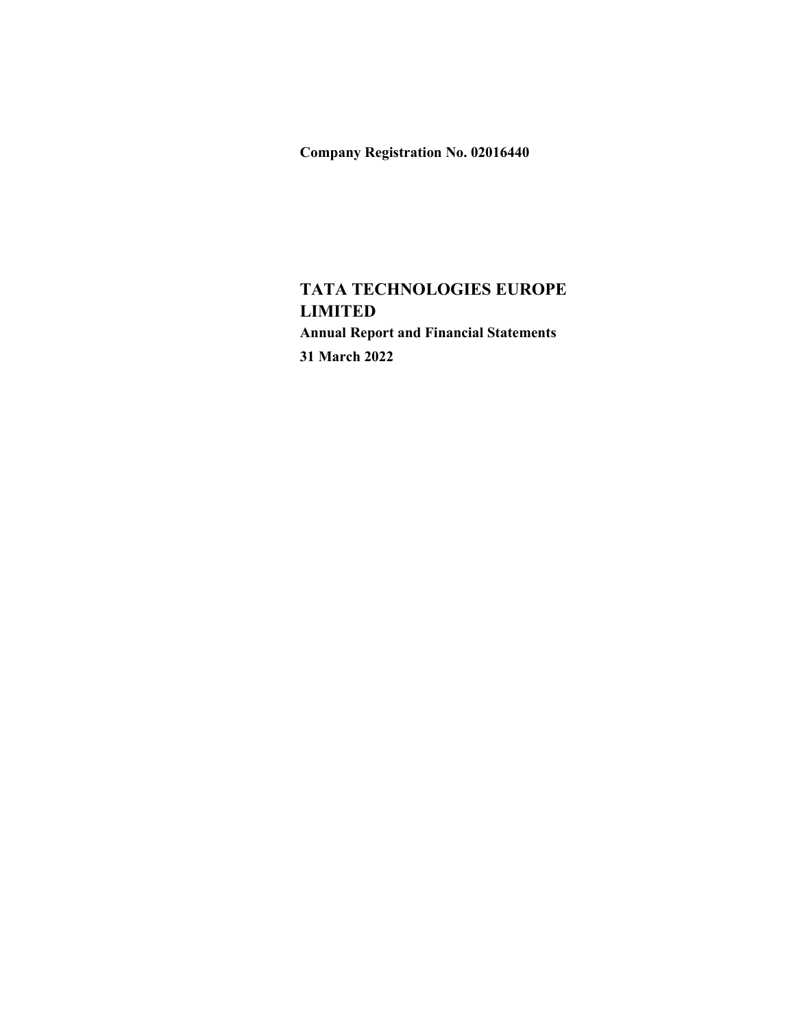**Company Registration No. 02016440**

# TATA TECHNOLOGIES EUROPE LIMITED

**Annual Report and Financial Statements**

**31 March 2022**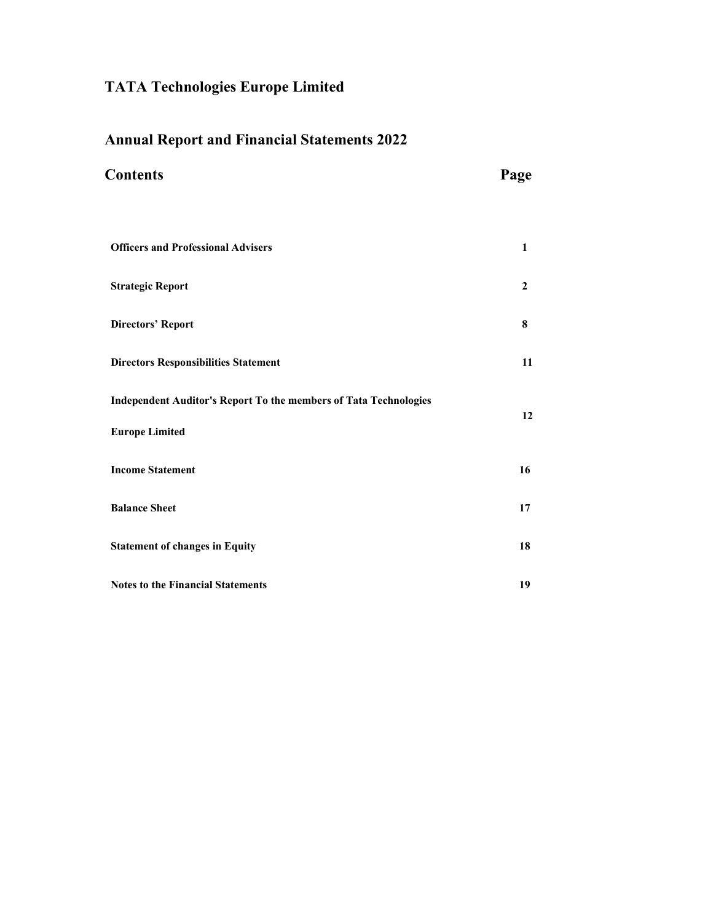# TATA Technologies Europe Limited

## Annual Report and Financial Statements 2022

## Contents

| Contents | Page |
|---|---|
| **Officers and Professional Advisers** | **1** |
| **Strategic Report** | **2** |
| **Directors' Report** | **8** |
| **Directors Responsibilities Statement** | **11** |
| **Independent Auditor's Report To the members of Tata Technologies Europe Limited** | **12** |
| **Income Statement** | **16** |
| **Balance Sheet** | **17** |
| **Statement of changes in Equity** | **18** |
| **Notes to the Financial Statements** | **19** |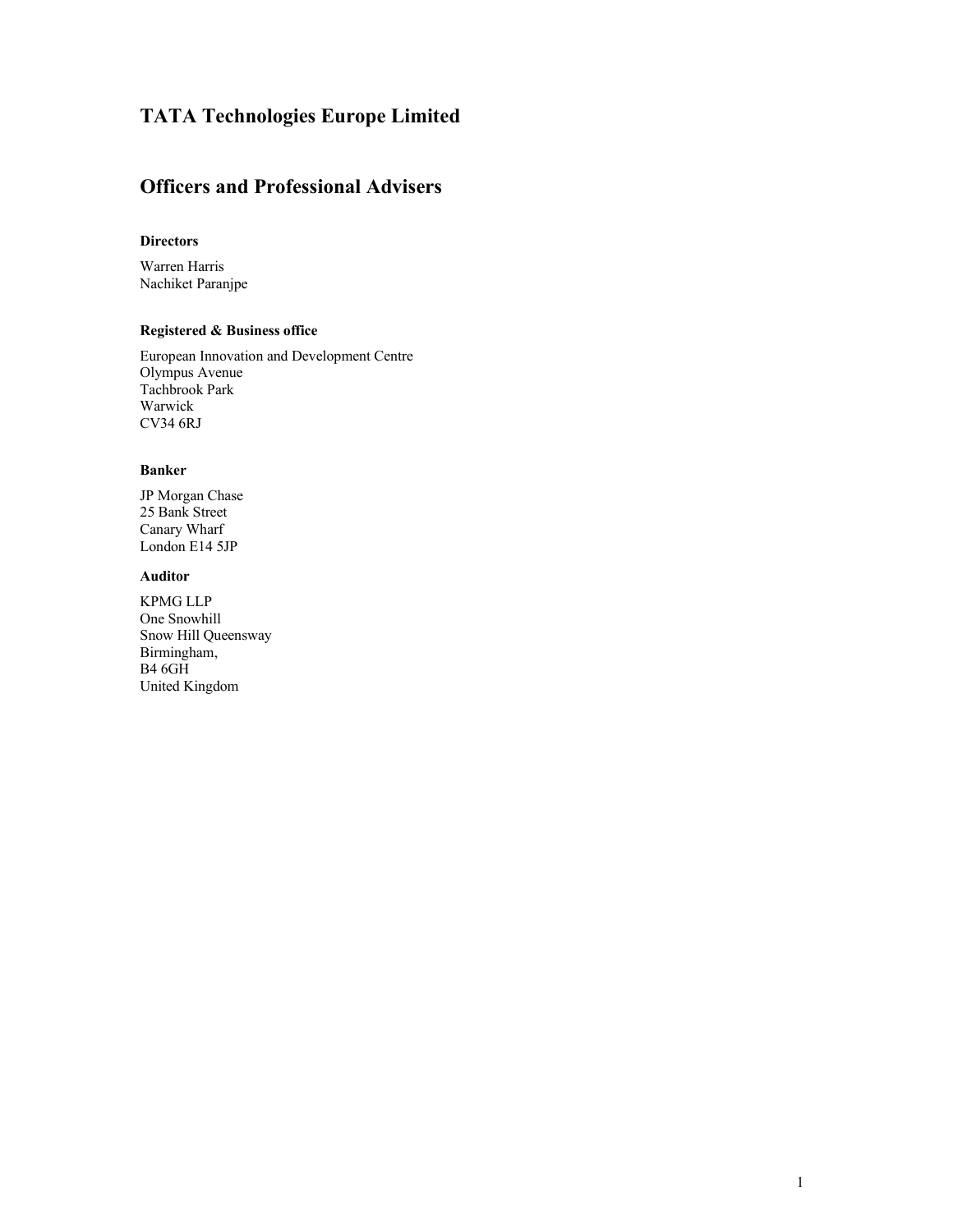# TATA Technologies Europe Limited

## Officers and Professional Advisers

### Directors

Warren Harris
Nachiket Paranjpe

### Registered & Business office

European Innovation and Development Centre
Olympus Avenue
Tachbrook Park
Warwick
CV34 6RJ

### Banker

JP Morgan Chase
25 Bank Street
Canary Wharf
London E14 5JP

### Auditor

KPMG LLP
One Snowhill
Snow Hill Queensway
Birmingham,
B4 6GH
United Kingdom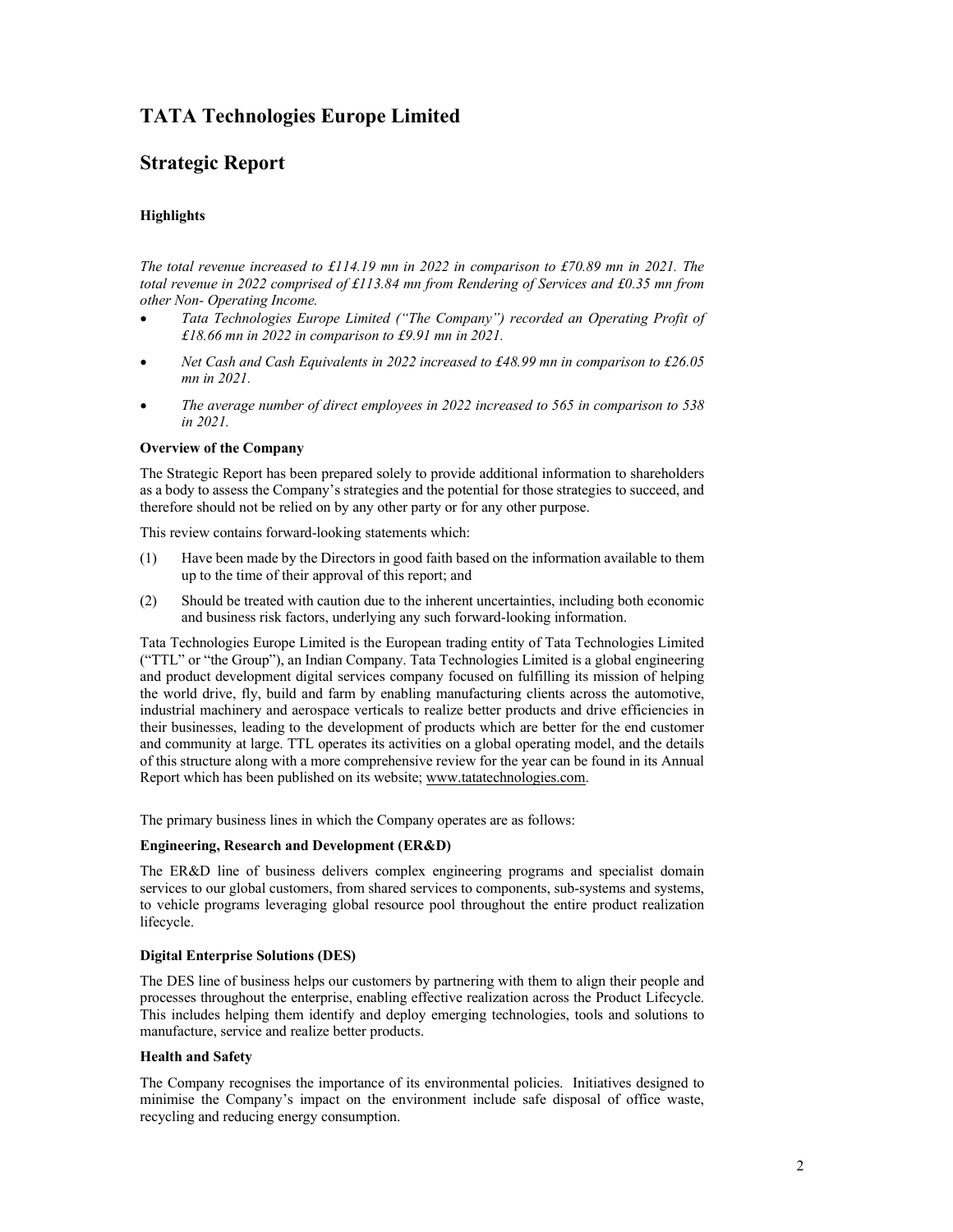# TATA Technologies Europe Limited

## Strategic Report

### Highlights

*The total revenue increased to £114.19 mn in 2022 in comparison to £70.89 mn in 2021. The total revenue in 2022 comprised of £113.84 mn from Rendering of Services and £0.35 mn from other Non- Operating Income.*

- *Tata Technologies Europe Limited ("The Company") recorded an Operating Profit of £18.66 mn in 2022 in comparison to £9.91 mn in 2021.*
- *Net Cash and Cash Equivalents in 2022 increased to £48.99 mn in comparison to £26.05 mn in 2021.*
- *The average number of direct employees in 2022 increased to 565 in comparison to 538 in 2021.*

### Overview of the Company

The Strategic Report has been prepared solely to provide additional information to shareholders as a body to assess the Company's strategies and the potential for those strategies to succeed, and therefore should not be relied on by any other party or for any other purpose.

This review contains forward-looking statements which:

(1) Have been made by the Directors in good faith based on the information available to them up to the time of their approval of this report; and

(2) Should be treated with caution due to the inherent uncertainties, including both economic and business risk factors, underlying any such forward-looking information.

Tata Technologies Europe Limited is the European trading entity of Tata Technologies Limited ("TTL" or "the Group"), an Indian Company. Tata Technologies Limited is a global engineering and product development digital services company focused on fulfilling its mission of helping the world drive, fly, build and farm by enabling manufacturing clients across the automotive, industrial machinery and aerospace verticals to realize better products and drive efficiencies in their businesses, leading to the development of products which are better for the end customer and community at large. TTL operates its activities on a global operating model, and the details of this structure along with a more comprehensive review for the year can be found in its Annual Report which has been published on its website; www.tatatechnologies.com.

The primary business lines in which the Company operates are as follows:

### Engineering, Research and Development (ER&D)

The ER&D line of business delivers complex engineering programs and specialist domain services to our global customers, from shared services to components, sub-systems and systems, to vehicle programs leveraging global resource pool throughout the entire product realization lifecycle.

### Digital Enterprise Solutions (DES)

The DES line of business helps our customers by partnering with them to align their people and processes throughout the enterprise, enabling effective realization across the Product Lifecycle. This includes helping them identify and deploy emerging technologies, tools and solutions to manufacture, service and realize better products.

### Health and Safety

The Company recognises the importance of its environmental policies. Initiatives designed to minimise the Company's impact on the environment include safe disposal of office waste, recycling and reducing energy consumption.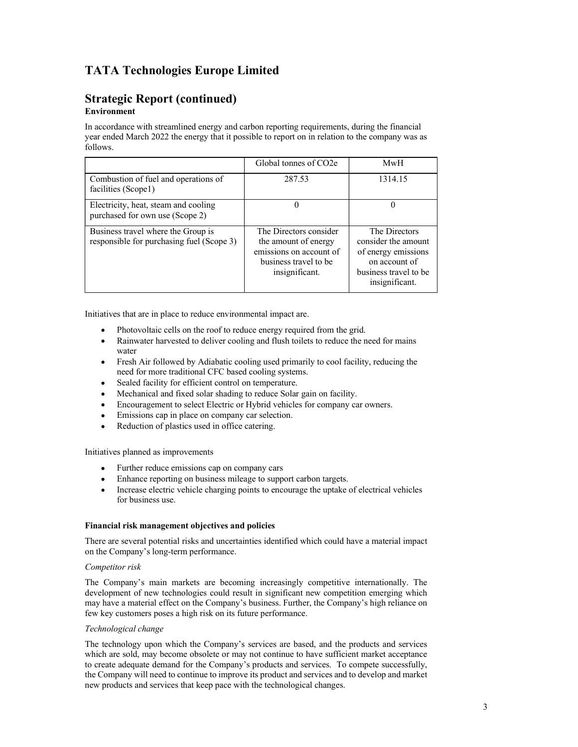# TATA Technologies Europe Limited

## Strategic Report (continued)

**Environment**

In accordance with streamlined energy and carbon reporting requirements, during the financial year ended March 2022 the energy that it possible to report on in relation to the company was as follows.

| | Global tonnes of CO2e | MwH |
|---|---|---|
| Combustion of fuel and operations of facilities (Scope1) | 287.53 | 1314.15 |
| Electricity, heat, steam and cooling purchased for own use (Scope 2) | 0 | 0 |
| Business travel where the Group is responsible for purchasing fuel (Scope 3) | The Directors consider the amount of energy emissions on account of business travel to be insignificant. | The Directors consider the amount of energy emissions on account of business travel to be insignificant. |

Initiatives that are in place to reduce environmental impact are.

- Photovoltaic cells on the roof to reduce energy required from the grid.
- Rainwater harvested to deliver cooling and flush toilets to reduce the need for mains water
- Fresh Air followed by Adiabatic cooling used primarily to cool facility, reducing the need for more traditional CFC based cooling systems.
- Sealed facility for efficient control on temperature.
- Mechanical and fixed solar shading to reduce Solar gain on facility.
- Encouragement to select Electric or Hybrid vehicles for company car owners.
- Emissions cap in place on company car selection.
- Reduction of plastics used in office catering.

Initiatives planned as improvements

- Further reduce emissions cap on company cars
- Enhance reporting on business mileage to support carbon targets.
- Increase electric vehicle charging points to encourage the uptake of electrical vehicles for business use.

**Financial risk management objectives and policies**

There are several potential risks and uncertainties identified which could have a material impact on the Company's long-term performance.

*Competitor risk*

The Company's main markets are becoming increasingly competitive internationally. The development of new technologies could result in significant new competition emerging which may have a material effect on the Company's business. Further, the Company's high reliance on few key customers poses a high risk on its future performance.

*Technological change*

The technology upon which the Company's services are based, and the products and services which are sold, may become obsolete or may not continue to have sufficient market acceptance to create adequate demand for the Company's products and services. To compete successfully, the Company will need to continue to improve its product and services and to develop and market new products and services that keep pace with the technological changes.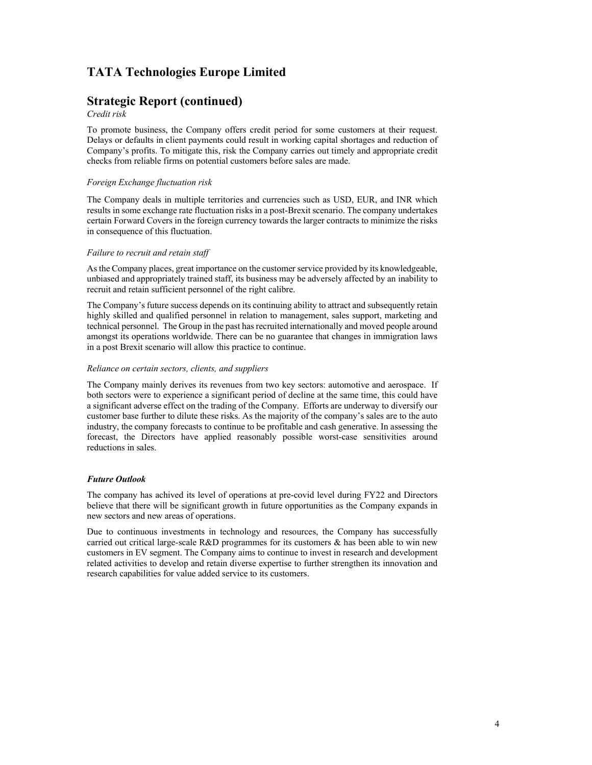# TATA Technologies Europe Limited

## Strategic Report (continued)

*Credit risk*

To promote business, the Company offers credit period for some customers at their request. Delays or defaults in client payments could result in working capital shortages and reduction of Company's profits. To mitigate this, risk the Company carries out timely and appropriate credit checks from reliable firms on potential customers before sales are made.

*Foreign Exchange fluctuation risk*

The Company deals in multiple territories and currencies such as USD, EUR, and INR which results in some exchange rate fluctuation risks in a post-Brexit scenario. The company undertakes certain Forward Covers in the foreign currency towards the larger contracts to minimize the risks in consequence of this fluctuation.

*Failure to recruit and retain staff*

As the Company places, great importance on the customer service provided by its knowledgeable, unbiased and appropriately trained staff, its business may be adversely affected by an inability to recruit and retain sufficient personnel of the right calibre.

The Company's future success depends on its continuing ability to attract and subsequently retain highly skilled and qualified personnel in relation to management, sales support, marketing and technical personnel. The Group in the past has recruited internationally and moved people around amongst its operations worldwide. There can be no guarantee that changes in immigration laws in a post Brexit scenario will allow this practice to continue.

*Reliance on certain sectors, clients, and suppliers*

The Company mainly derives its revenues from two key sectors: automotive and aerospace. If both sectors were to experience a significant period of decline at the same time, this could have a significant adverse effect on the trading of the Company. Efforts are underway to diversify our customer base further to dilute these risks. As the majority of the company's sales are to the auto industry, the company forecasts to continue to be profitable and cash generative. In assessing the forecast, the Directors have applied reasonably possible worst-case sensitivities around reductions in sales.

***Future Outlook***

The company has achived its level of operations at pre-covid level during FY22 and Directors believe that there will be significant growth in future opportunities as the Company expands in new sectors and new areas of operations.

Due to continuous investments in technology and resources, the Company has successfully carried out critical large-scale R&D programmes for its customers & has been able to win new customers in EV segment. The Company aims to continue to invest in research and development related activities to develop and retain diverse expertise to further strengthen its innovation and research capabilities for value added service to its customers.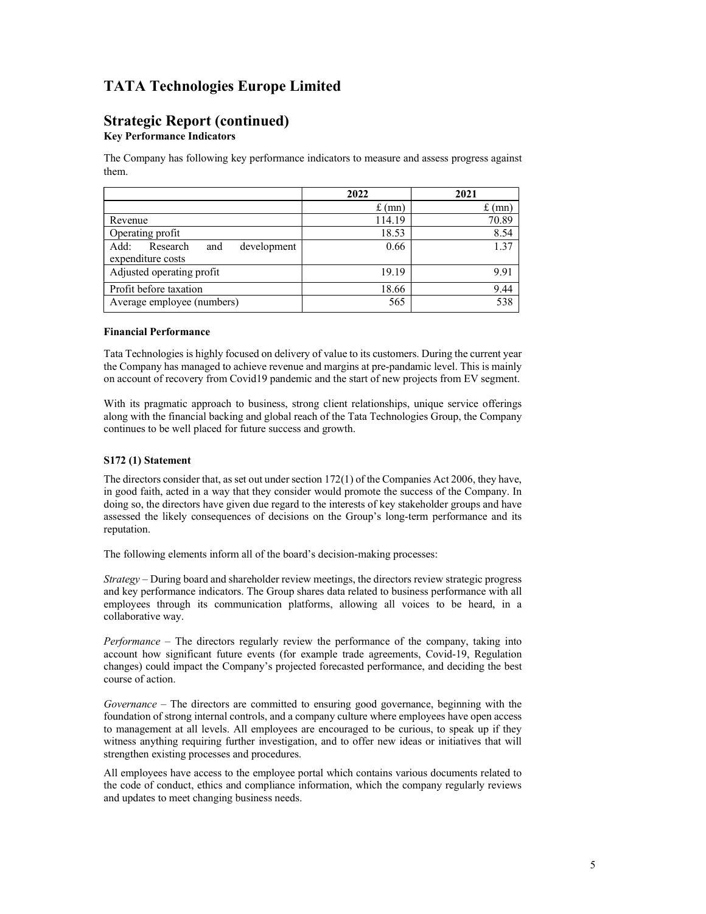# TATA Technologies Europe Limited

## Strategic Report (continued)

### Key Performance Indicators

The Company has following key performance indicators to measure and assess progress against them.

| | 2022 | 2021 |
|---|---|---|
| | £ (mn) | £ (mn) |
| Revenue | 114.19 | 70.89 |
| Operating profit | 18.53 | 8.54 |
| Add: Research and development expenditure costs | 0.66 | 1.37 |
| Adjusted operating profit | 19.19 | 9.91 |
| Profit before taxation | 18.66 | 9.44 |
| Average employee (numbers) | 565 | 538 |

**Financial Performance**

Tata Technologies is highly focused on delivery of value to its customers. During the current year the Company has managed to achieve revenue and margins at pre-pandamic level. This is mainly on account of recovery from Covid19 pandemic and the start of new projects from EV segment.

With its pragmatic approach to business, strong client relationships, unique service offerings along with the financial backing and global reach of the Tata Technologies Group, the Company continues to be well placed for future success and growth.

**S172 (1) Statement**

The directors consider that, as set out under section 172(1) of the Companies Act 2006, they have, in good faith, acted in a way that they consider would promote the success of the Company. In doing so, the directors have given due regard to the interests of key stakeholder groups and have assessed the likely consequences of decisions on the Group's long-term performance and its reputation.

The following elements inform all of the board's decision-making processes:

*Strategy* – During board and shareholder review meetings, the directors review strategic progress and key performance indicators. The Group shares data related to business performance with all employees through its communication platforms, allowing all voices to be heard, in a collaborative way.

*Performance* – The directors regularly review the performance of the company, taking into account how significant future events (for example trade agreements, Covid-19, Regulation changes) could impact the Company's projected forecasted performance, and deciding the best course of action.

*Governance* – The directors are committed to ensuring good governance, beginning with the foundation of strong internal controls, and a company culture where employees have open access to management at all levels. All employees are encouraged to be curious, to speak up if they witness anything requiring further investigation, and to offer new ideas or initiatives that will strengthen existing processes and procedures.

All employees have access to the employee portal which contains various documents related to the code of conduct, ethics and compliance information, which the company regularly reviews and updates to meet changing business needs.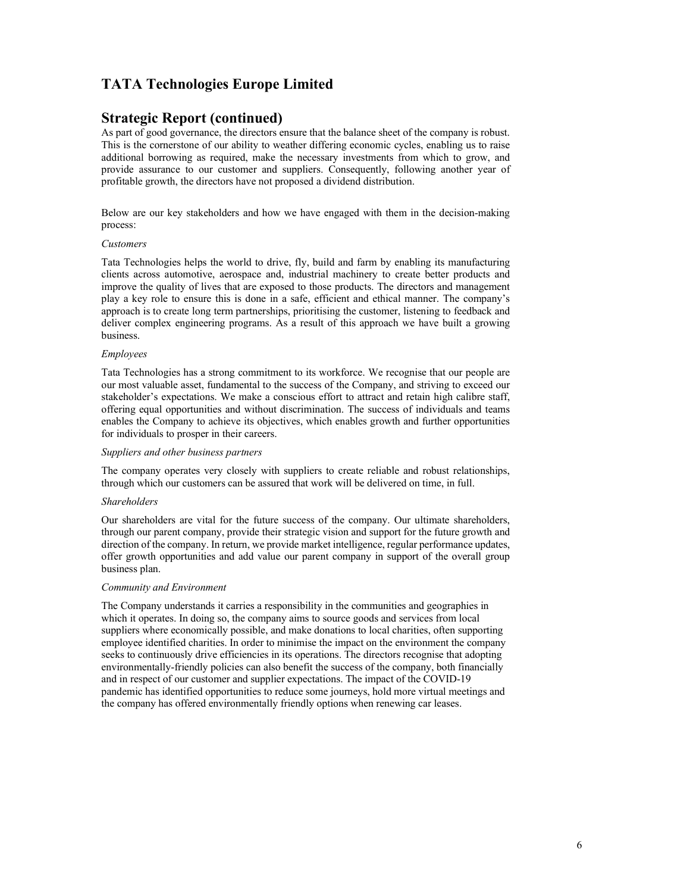# TATA Technologies Europe Limited

## Strategic Report (continued)

As part of good governance, the directors ensure that the balance sheet of the company is robust. This is the cornerstone of our ability to weather differing economic cycles, enabling us to raise additional borrowing as required, make the necessary investments from which to grow, and provide assurance to our customer and suppliers. Consequently, following another year of profitable growth, the directors have not proposed a dividend distribution.

Below are our key stakeholders and how we have engaged with them in the decision-making process:

*Customers*

Tata Technologies helps the world to drive, fly, build and farm by enabling its manufacturing clients across automotive, aerospace and, industrial machinery to create better products and improve the quality of lives that are exposed to those products. The directors and management play a key role to ensure this is done in a safe, efficient and ethical manner. The company's approach is to create long term partnerships, prioritising the customer, listening to feedback and deliver complex engineering programs. As a result of this approach we have built a growing business.

*Employees*

Tata Technologies has a strong commitment to its workforce. We recognise that our people are our most valuable asset, fundamental to the success of the Company, and striving to exceed our stakeholder's expectations. We make a conscious effort to attract and retain high calibre staff, offering equal opportunities and without discrimination. The success of individuals and teams enables the Company to achieve its objectives, which enables growth and further opportunities for individuals to prosper in their careers.

*Suppliers and other business partners*

The company operates very closely with suppliers to create reliable and robust relationships, through which our customers can be assured that work will be delivered on time, in full.

*Shareholders*

Our shareholders are vital for the future success of the company. Our ultimate shareholders, through our parent company, provide their strategic vision and support for the future growth and direction of the company. In return, we provide market intelligence, regular performance updates, offer growth opportunities and add value our parent company in support of the overall group business plan.

*Community and Environment*

The Company understands it carries a responsibility in the communities and geographies in which it operates. In doing so, the company aims to source goods and services from local suppliers where economically possible, and make donations to local charities, often supporting employee identified charities. In order to minimise the impact on the environment the company seeks to continuously drive efficiencies in its operations. The directors recognise that adopting environmentally-friendly policies can also benefit the success of the company, both financially and in respect of our customer and supplier expectations. The impact of the COVID-19 pandemic has identified opportunities to reduce some journeys, hold more virtual meetings and the company has offered environmentally friendly options when renewing car leases.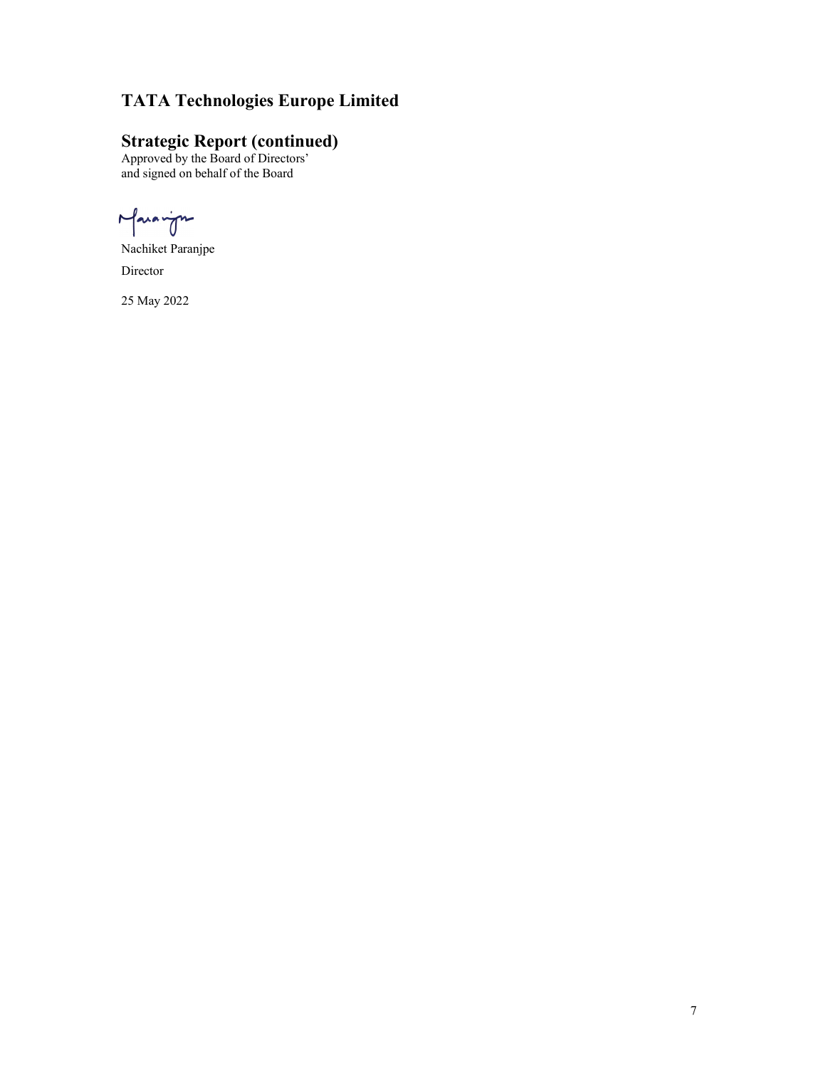# TATA Technologies Europe Limited

## Strategic Report (continued)

Approved by the Board of Directors'
and signed on behalf of the Board

Nachiket Paranjpe

Director

25 May 2022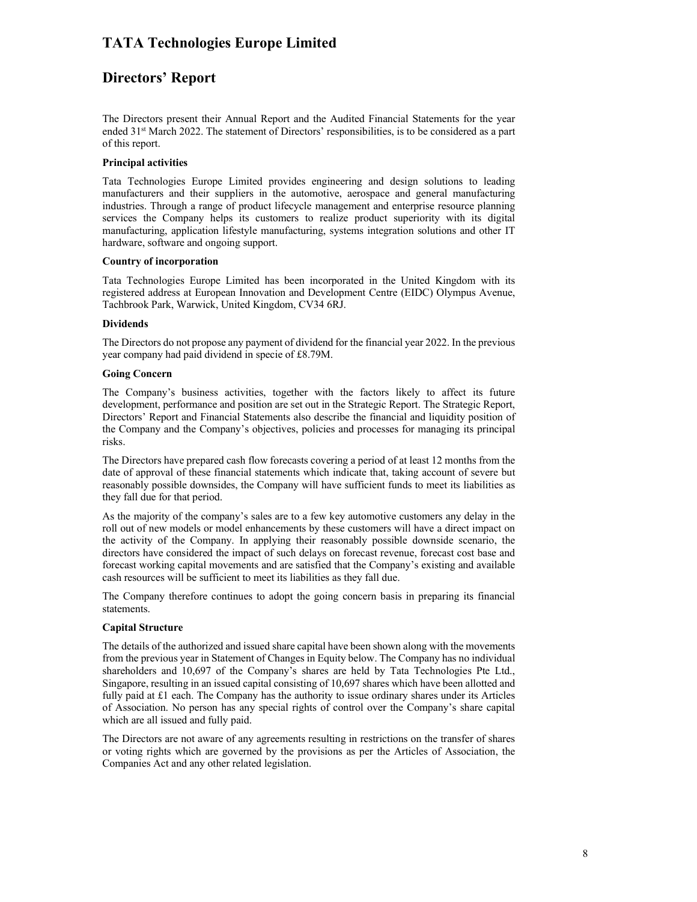# TATA Technologies Europe Limited

## Directors' Report

The Directors present their Annual Report and the Audited Financial Statements for the year ended 31st March 2022. The statement of Directors' responsibilities, is to be considered as a part of this report.

**Principal activities**

Tata Technologies Europe Limited provides engineering and design solutions to leading manufacturers and their suppliers in the automotive, aerospace and general manufacturing industries. Through a range of product lifecycle management and enterprise resource planning services the Company helps its customers to realize product superiority with its digital manufacturing, application lifestyle manufacturing, systems integration solutions and other IT hardware, software and ongoing support.

**Country of incorporation**

Tata Technologies Europe Limited has been incorporated in the United Kingdom with its registered address at European Innovation and Development Centre (EIDC) Olympus Avenue, Tachbrook Park, Warwick, United Kingdom, CV34 6RJ.

**Dividends**

The Directors do not propose any payment of dividend for the financial year 2022. In the previous year company had paid dividend in specie of £8.79M.

**Going Concern**

The Company's business activities, together with the factors likely to affect its future development, performance and position are set out in the Strategic Report. The Strategic Report, Directors' Report and Financial Statements also describe the financial and liquidity position of the Company and the Company's objectives, policies and processes for managing its principal risks.

The Directors have prepared cash flow forecasts covering a period of at least 12 months from the date of approval of these financial statements which indicate that, taking account of severe but reasonably possible downsides, the Company will have sufficient funds to meet its liabilities as they fall due for that period.

As the majority of the company's sales are to a few key automotive customers any delay in the roll out of new models or model enhancements by these customers will have a direct impact on the activity of the Company. In applying their reasonably possible downside scenario, the directors have considered the impact of such delays on forecast revenue, forecast cost base and forecast working capital movements and are satisfied that the Company's existing and available cash resources will be sufficient to meet its liabilities as they fall due.

The Company therefore continues to adopt the going concern basis in preparing its financial statements.

**Capital Structure**

The details of the authorized and issued share capital have been shown along with the movements from the previous year in Statement of Changes in Equity below. The Company has no individual shareholders and 10,697 of the Company's shares are held by Tata Technologies Pte Ltd., Singapore, resulting in an issued capital consisting of 10,697 shares which have been allotted and fully paid at £1 each. The Company has the authority to issue ordinary shares under its Articles of Association. No person has any special rights of control over the Company's share capital which are all issued and fully paid.

The Directors are not aware of any agreements resulting in restrictions on the transfer of shares or voting rights which are governed by the provisions as per the Articles of Association, the Companies Act and any other related legislation.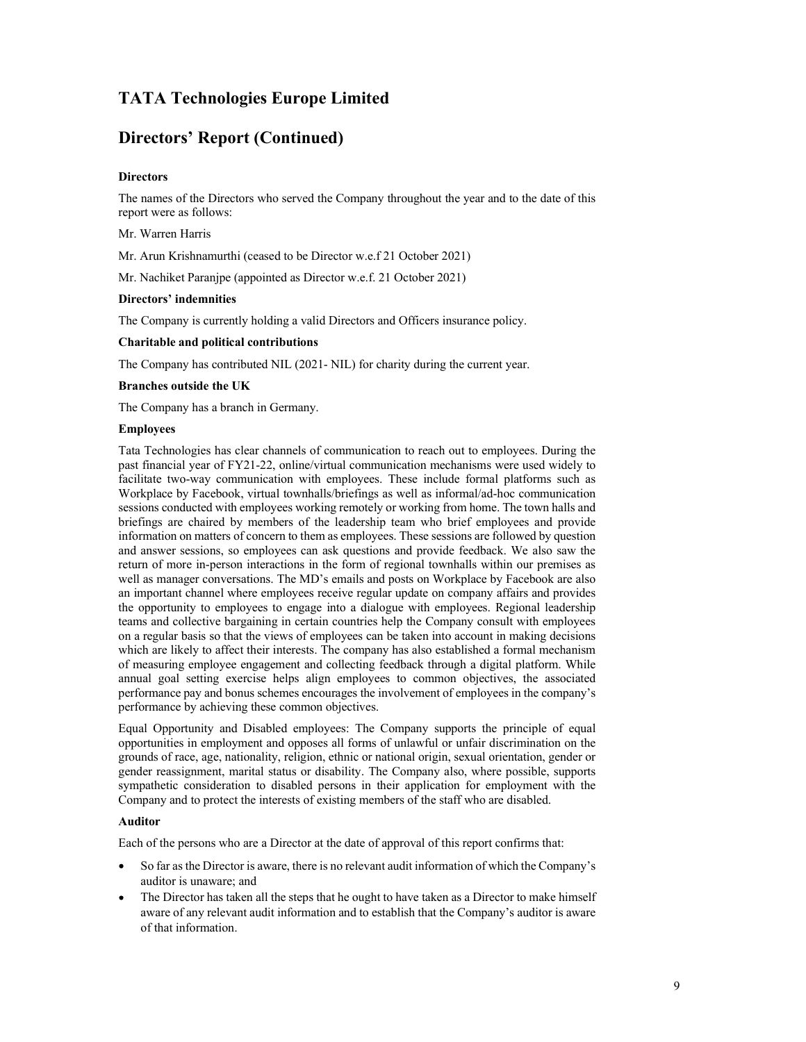# TATA Technologies Europe Limited

## Directors' Report (Continued)

**Directors**

The names of the Directors who served the Company throughout the year and to the date of this report were as follows:

Mr. Warren Harris

Mr. Arun Krishnamurthi (ceased to be Director w.e.f 21 October 2021)

Mr. Nachiket Paranjpe (appointed as Director w.e.f. 21 October 2021)

**Directors' indemnities**

The Company is currently holding a valid Directors and Officers insurance policy.

**Charitable and political contributions**

The Company has contributed NIL (2021- NIL) for charity during the current year.

**Branches outside the UK**

The Company has a branch in Germany.

**Employees**

Tata Technologies has clear channels of communication to reach out to employees. During the past financial year of FY21-22, online/virtual communication mechanisms were used widely to facilitate two-way communication with employees. These include formal platforms such as Workplace by Facebook, virtual townhalls/briefings as well as informal/ad-hoc communication sessions conducted with employees working remotely or working from home. The town halls and briefings are chaired by members of the leadership team who brief employees and provide information on matters of concern to them as employees. These sessions are followed by question and answer sessions, so employees can ask questions and provide feedback. We also saw the return of more in-person interactions in the form of regional townhalls within our premises as well as manager conversations. The MD's emails and posts on Workplace by Facebook are also an important channel where employees receive regular update on company affairs and provides the opportunity to employees to engage into a dialogue with employees. Regional leadership teams and collective bargaining in certain countries help the Company consult with employees on a regular basis so that the views of employees can be taken into account in making decisions which are likely to affect their interests. The company has also established a formal mechanism of measuring employee engagement and collecting feedback through a digital platform. While annual goal setting exercise helps align employees to common objectives, the associated performance pay and bonus schemes encourages the involvement of employees in the company's performance by achieving these common objectives.

Equal Opportunity and Disabled employees: The Company supports the principle of equal opportunities in employment and opposes all forms of unlawful or unfair discrimination on the grounds of race, age, nationality, religion, ethnic or national origin, sexual orientation, gender or gender reassignment, marital status or disability. The Company also, where possible, supports sympathetic consideration to disabled persons in their application for employment with the Company and to protect the interests of existing members of the staff who are disabled.

**Auditor**

Each of the persons who are a Director at the date of approval of this report confirms that:

- So far as the Director is aware, there is no relevant audit information of which the Company's auditor is unaware; and
- The Director has taken all the steps that he ought to have taken as a Director to make himself aware of any relevant audit information and to establish that the Company's auditor is aware of that information.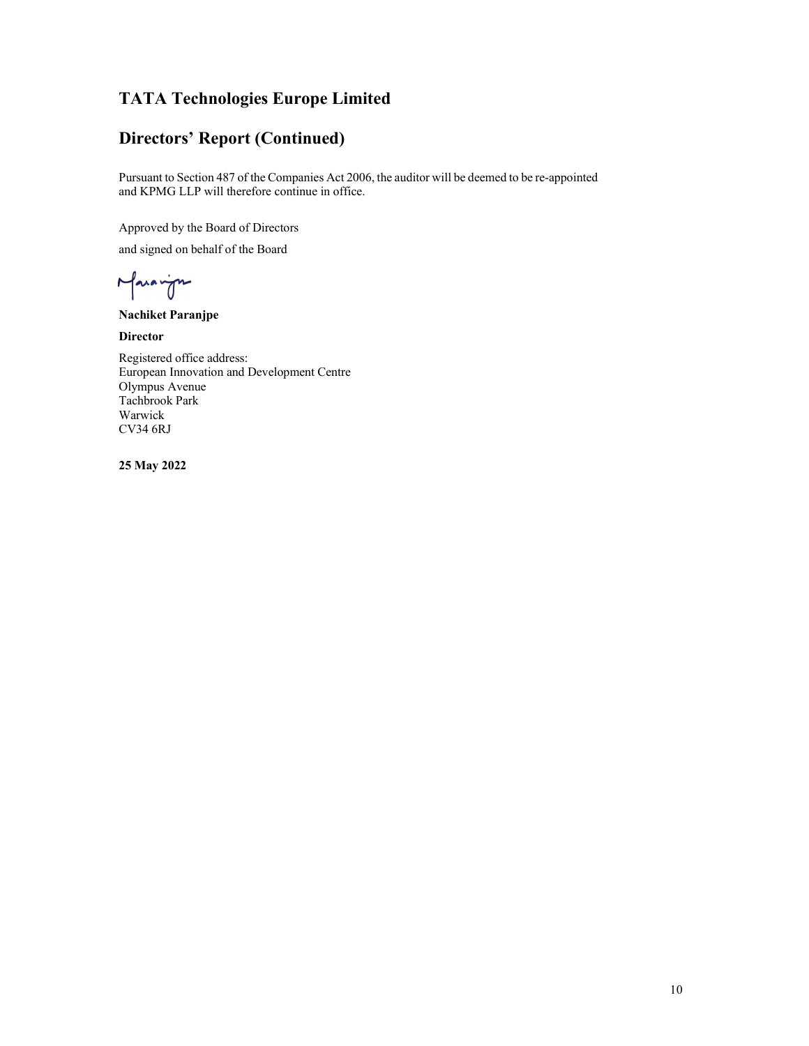# TATA Technologies Europe Limited

## Directors' Report (Continued)

Pursuant to Section 487 of the Companies Act 2006, the auditor will be deemed to be re-appointed and KPMG LLP will therefore continue in office.

Approved by the Board of Directors

and signed on behalf of the Board

**Nachiket Paranjpe**

**Director**

Registered office address:
European Innovation and Development Centre
Olympus Avenue
Tachbrook Park
Warwick
CV34 6RJ

**25 May 2022**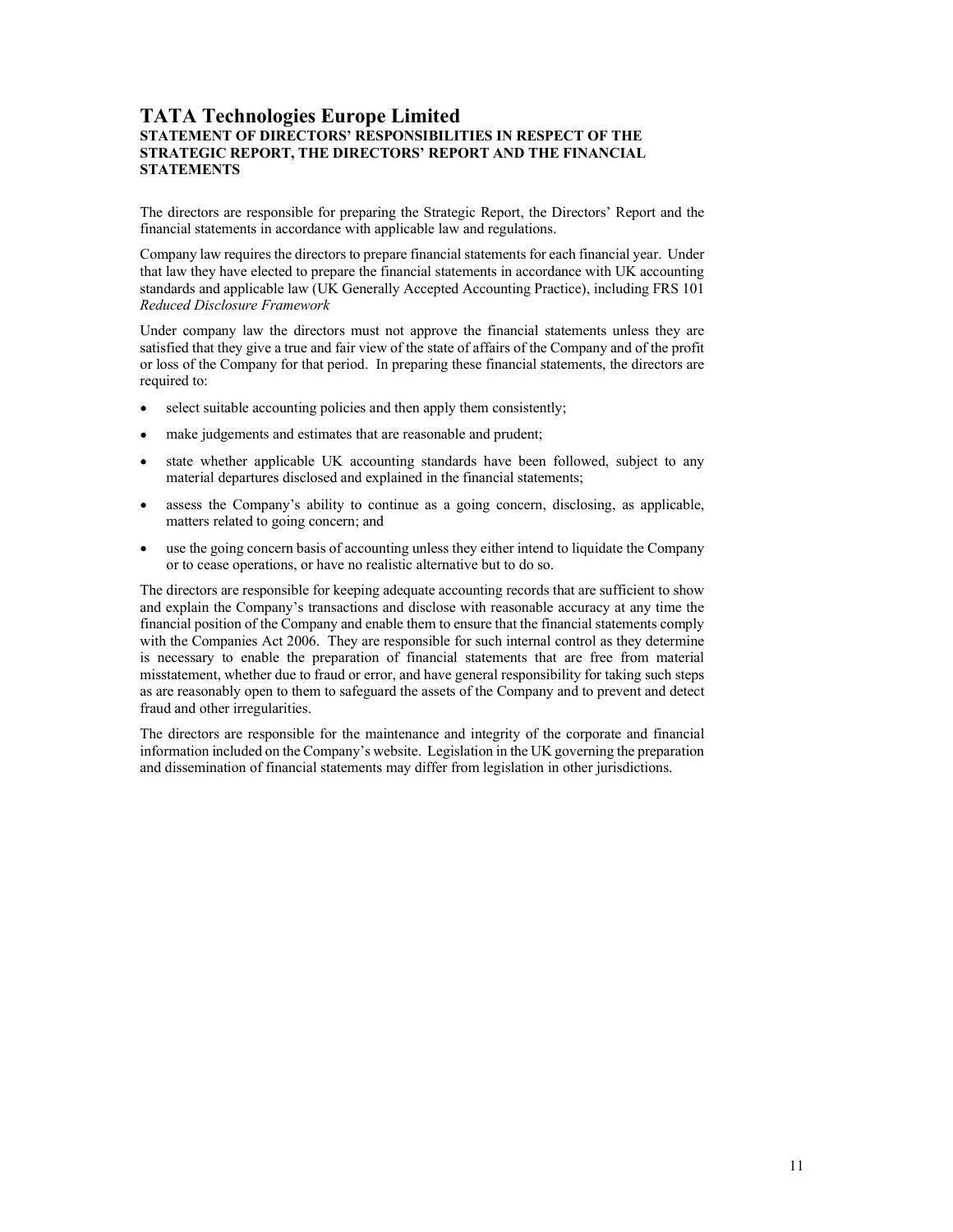# TATA Technologies Europe Limited

## STATEMENT OF DIRECTORS' RESPONSIBILITIES IN RESPECT OF THE STRATEGIC REPORT, THE DIRECTORS' REPORT AND THE FINANCIAL STATEMENTS

The directors are responsible for preparing the Strategic Report, the Directors' Report and the financial statements in accordance with applicable law and regulations.

Company law requires the directors to prepare financial statements for each financial year. Under that law they have elected to prepare the financial statements in accordance with UK accounting standards and applicable law (UK Generally Accepted Accounting Practice), including FRS 101 *Reduced Disclosure Framework*

Under company law the directors must not approve the financial statements unless they are satisfied that they give a true and fair view of the state of affairs of the Company and of the profit or loss of the Company for that period. In preparing these financial statements, the directors are required to:

- select suitable accounting policies and then apply them consistently;
- make judgements and estimates that are reasonable and prudent;
- state whether applicable UK accounting standards have been followed, subject to any material departures disclosed and explained in the financial statements;
- assess the Company's ability to continue as a going concern, disclosing, as applicable, matters related to going concern; and
- use the going concern basis of accounting unless they either intend to liquidate the Company or to cease operations, or have no realistic alternative but to do so.

The directors are responsible for keeping adequate accounting records that are sufficient to show and explain the Company's transactions and disclose with reasonable accuracy at any time the financial position of the Company and enable them to ensure that the financial statements comply with the Companies Act 2006. They are responsible for such internal control as they determine is necessary to enable the preparation of financial statements that are free from material misstatement, whether due to fraud or error, and have general responsibility for taking such steps as are reasonably open to them to safeguard the assets of the Company and to prevent and detect fraud and other irregularities.

The directors are responsible for the maintenance and integrity of the corporate and financial information included on the Company's website. Legislation in the UK governing the preparation and dissemination of financial statements may differ from legislation in other jurisdictions.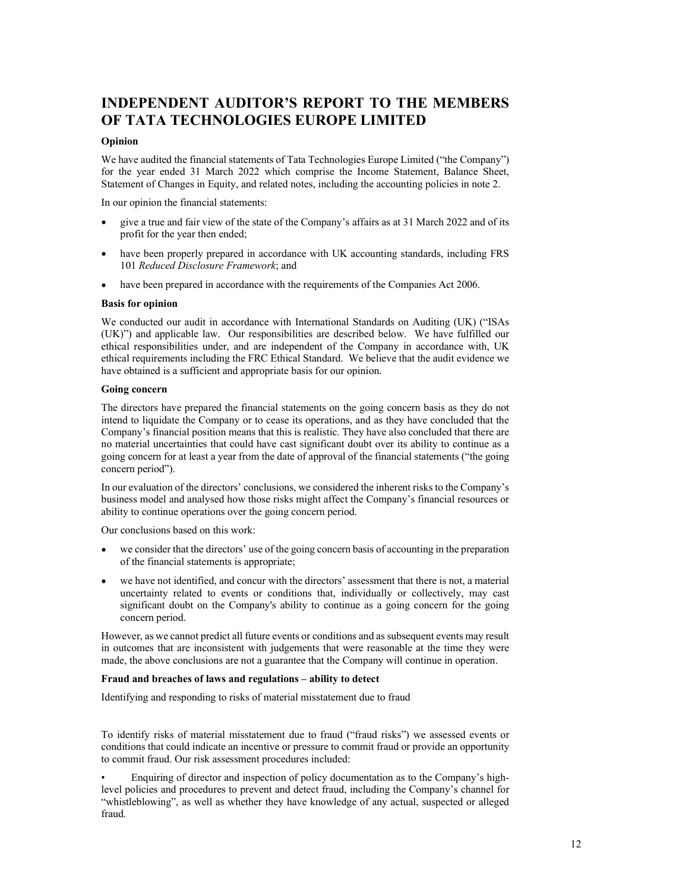# INDEPENDENT AUDITOR'S REPORT TO THE MEMBERS OF TATA TECHNOLOGIES EUROPE LIMITED

**Opinion**

We have audited the financial statements of Tata Technologies Europe Limited ("the Company") for the year ended 31 March 2022 which comprise the Income Statement, Balance Sheet, Statement of Changes in Equity, and related notes, including the accounting policies in note 2.

In our opinion the financial statements:

- give a true and fair view of the state of the Company's affairs as at 31 March 2022 and of its profit for the year then ended;
- have been properly prepared in accordance with UK accounting standards, including FRS 101 *Reduced Disclosure Framework*; and
- have been prepared in accordance with the requirements of the Companies Act 2006.

**Basis for opinion**

We conducted our audit in accordance with International Standards on Auditing (UK) ("ISAs (UK)") and applicable law. Our responsibilities are described below. We have fulfilled our ethical responsibilities under, and are independent of the Company in accordance with, UK ethical requirements including the FRC Ethical Standard. We believe that the audit evidence we have obtained is a sufficient and appropriate basis for our opinion.

**Going concern**

The directors have prepared the financial statements on the going concern basis as they do not intend to liquidate the Company or to cease its operations, and as they have concluded that the Company's financial position means that this is realistic. They have also concluded that there are no material uncertainties that could have cast significant doubt over its ability to continue as a going concern for at least a year from the date of approval of the financial statements ("the going concern period").

In our evaluation of the directors' conclusions, we considered the inherent risks to the Company's business model and analysed how those risks might affect the Company's financial resources or ability to continue operations over the going concern period.

Our conclusions based on this work:

- we consider that the directors' use of the going concern basis of accounting in the preparation of the financial statements is appropriate;
- we have not identified, and concur with the directors' assessment that there is not, a material uncertainty related to events or conditions that, individually or collectively, may cast significant doubt on the Company's ability to continue as a going concern for the going concern period.

However, as we cannot predict all future events or conditions and as subsequent events may result in outcomes that are inconsistent with judgements that were reasonable at the time they were made, the above conclusions are not a guarantee that the Company will continue in operation.

**Fraud and breaches of laws and regulations – ability to detect**

Identifying and responding to risks of material misstatement due to fraud

To identify risks of material misstatement due to fraud ("fraud risks") we assessed events or conditions that could indicate an incentive or pressure to commit fraud or provide an opportunity to commit fraud. Our risk assessment procedures included:

- Enquiring of director and inspection of policy documentation as to the Company's high-level policies and procedures to prevent and detect fraud, including the Company's channel for "whistleblowing", as well as whether they have knowledge of any actual, suspected or alleged fraud.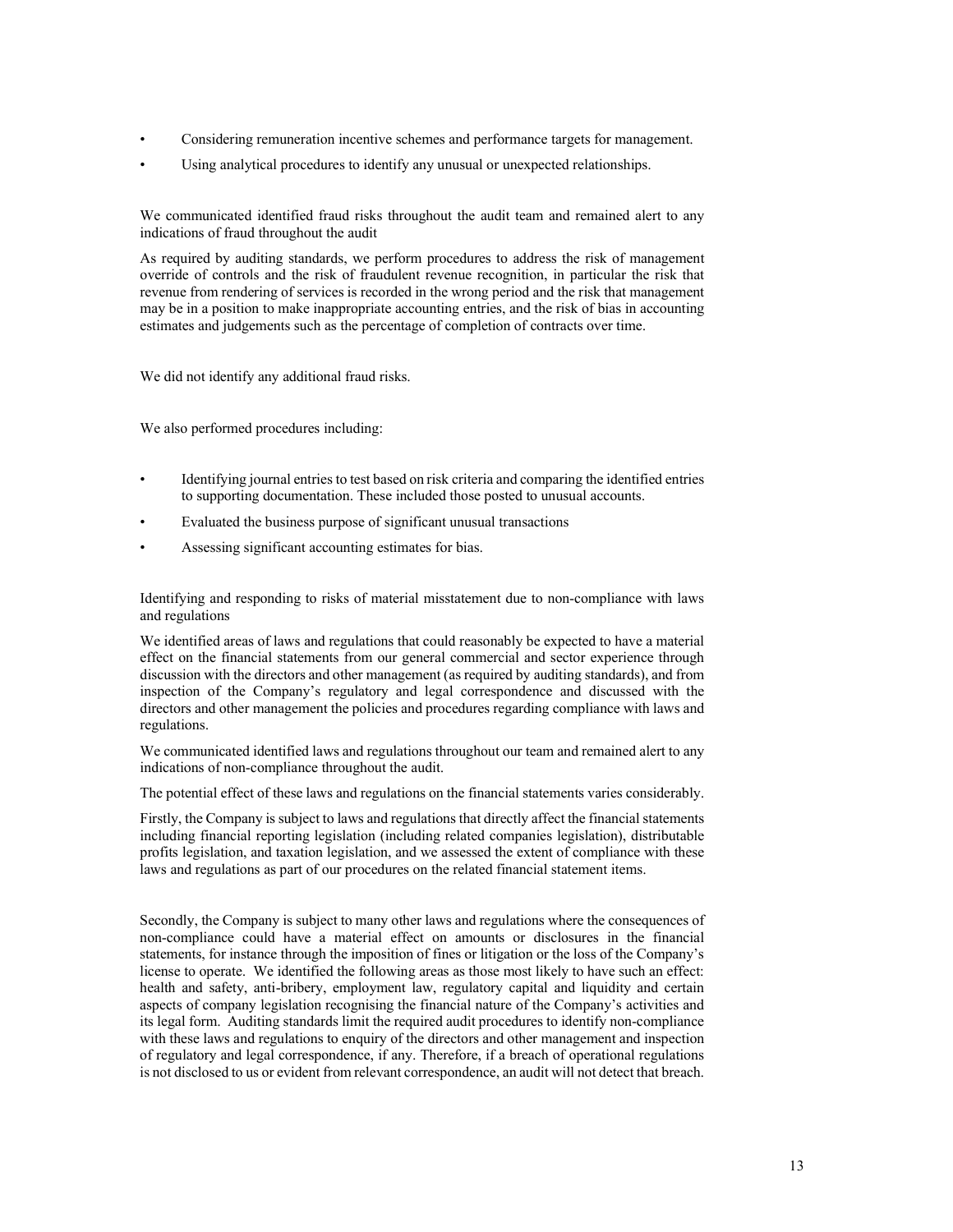- Considering remuneration incentive schemes and performance targets for management.
- Using analytical procedures to identify any unusual or unexpected relationships.

We communicated identified fraud risks throughout the audit team and remained alert to any indications of fraud throughout the audit

As required by auditing standards, we perform procedures to address the risk of management override of controls and the risk of fraudulent revenue recognition, in particular the risk that revenue from rendering of services is recorded in the wrong period and the risk that management may be in a position to make inappropriate accounting entries, and the risk of bias in accounting estimates and judgements such as the percentage of completion of contracts over time.

We did not identify any additional fraud risks.

We also performed procedures including:

- Identifying journal entries to test based on risk criteria and comparing the identified entries to supporting documentation. These included those posted to unusual accounts.
- Evaluated the business purpose of significant unusual transactions
- Assessing significant accounting estimates for bias.

Identifying and responding to risks of material misstatement due to non-compliance with laws and regulations

We identified areas of laws and regulations that could reasonably be expected to have a material effect on the financial statements from our general commercial and sector experience through discussion with the directors and other management (as required by auditing standards), and from inspection of the Company's regulatory and legal correspondence and discussed with the directors and other management the policies and procedures regarding compliance with laws and regulations.

We communicated identified laws and regulations throughout our team and remained alert to any indications of non-compliance throughout the audit.

The potential effect of these laws and regulations on the financial statements varies considerably.

Firstly, the Company is subject to laws and regulations that directly affect the financial statements including financial reporting legislation (including related companies legislation), distributable profits legislation, and taxation legislation, and we assessed the extent of compliance with these laws and regulations as part of our procedures on the related financial statement items.

Secondly, the Company is subject to many other laws and regulations where the consequences of non-compliance could have a material effect on amounts or disclosures in the financial statements, for instance through the imposition of fines or litigation or the loss of the Company's license to operate. We identified the following areas as those most likely to have such an effect: health and safety, anti-bribery, employment law, regulatory capital and liquidity and certain aspects of company legislation recognising the financial nature of the Company's activities and its legal form. Auditing standards limit the required audit procedures to identify non-compliance with these laws and regulations to enquiry of the directors and other management and inspection of regulatory and legal correspondence, if any. Therefore, if a breach of operational regulations is not disclosed to us or evident from relevant correspondence, an audit will not detect that breach.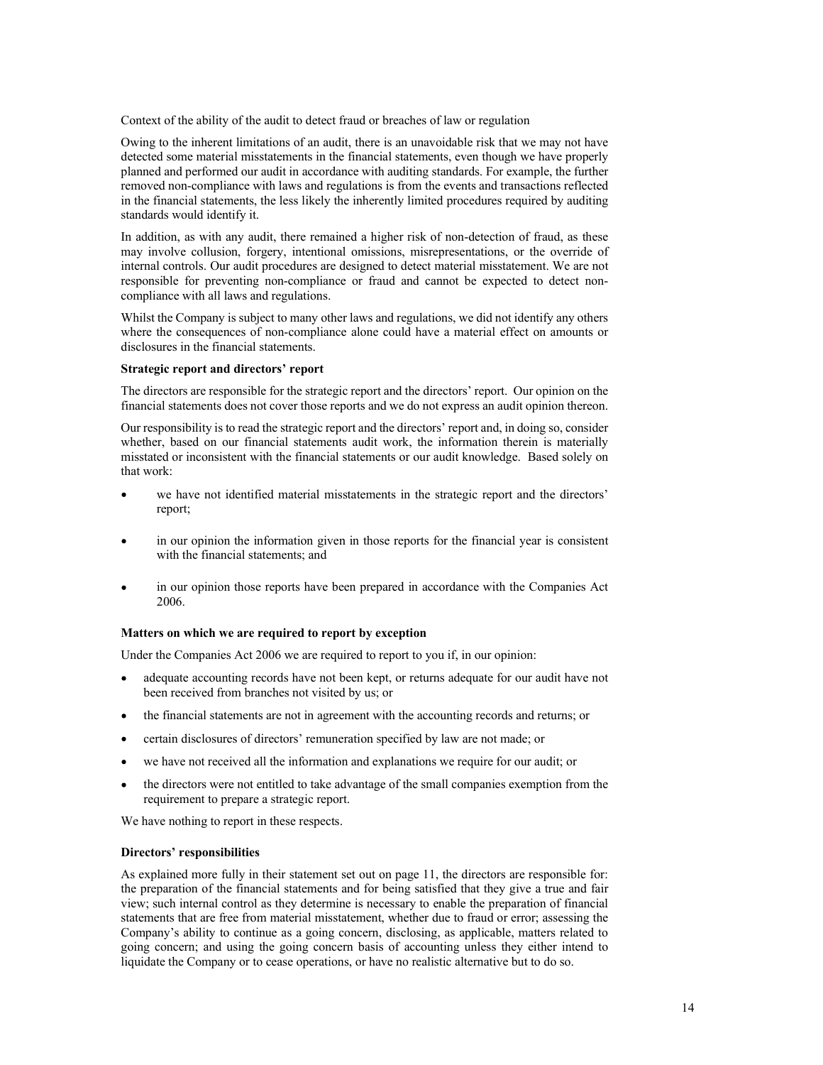Context of the ability of the audit to detect fraud or breaches of law or regulation

Owing to the inherent limitations of an audit, there is an unavoidable risk that we may not have detected some material misstatements in the financial statements, even though we have properly planned and performed our audit in accordance with auditing standards. For example, the further removed non-compliance with laws and regulations is from the events and transactions reflected in the financial statements, the less likely the inherently limited procedures required by auditing standards would identify it.

In addition, as with any audit, there remained a higher risk of non-detection of fraud, as these may involve collusion, forgery, intentional omissions, misrepresentations, or the override of internal controls. Our audit procedures are designed to detect material misstatement. We are not responsible for preventing non-compliance or fraud and cannot be expected to detect non-compliance with all laws and regulations.

Whilst the Company is subject to many other laws and regulations, we did not identify any others where the consequences of non-compliance alone could have a material effect on amounts or disclosures in the financial statements.

**Strategic report and directors' report**

The directors are responsible for the strategic report and the directors' report. Our opinion on the financial statements does not cover those reports and we do not express an audit opinion thereon.

Our responsibility is to read the strategic report and the directors' report and, in doing so, consider whether, based on our financial statements audit work, the information therein is materially misstated or inconsistent with the financial statements or our audit knowledge. Based solely on that work:

- we have not identified material misstatements in the strategic report and the directors' report;
- in our opinion the information given in those reports for the financial year is consistent with the financial statements; and
- in our opinion those reports have been prepared in accordance with the Companies Act 2006.

**Matters on which we are required to report by exception**

Under the Companies Act 2006 we are required to report to you if, in our opinion:

- adequate accounting records have not been kept, or returns adequate for our audit have not been received from branches not visited by us; or
- the financial statements are not in agreement with the accounting records and returns; or
- certain disclosures of directors' remuneration specified by law are not made; or
- we have not received all the information and explanations we require for our audit; or
- the directors were not entitled to take advantage of the small companies exemption from the requirement to prepare a strategic report.

We have nothing to report in these respects.

**Directors' responsibilities**

As explained more fully in their statement set out on page 11, the directors are responsible for: the preparation of the financial statements and for being satisfied that they give a true and fair view; such internal control as they determine is necessary to enable the preparation of financial statements that are free from material misstatement, whether due to fraud or error; assessing the Company's ability to continue as a going concern, disclosing, as applicable, matters related to going concern; and using the going concern basis of accounting unless they either intend to liquidate the Company or to cease operations, or have no realistic alternative but to do so.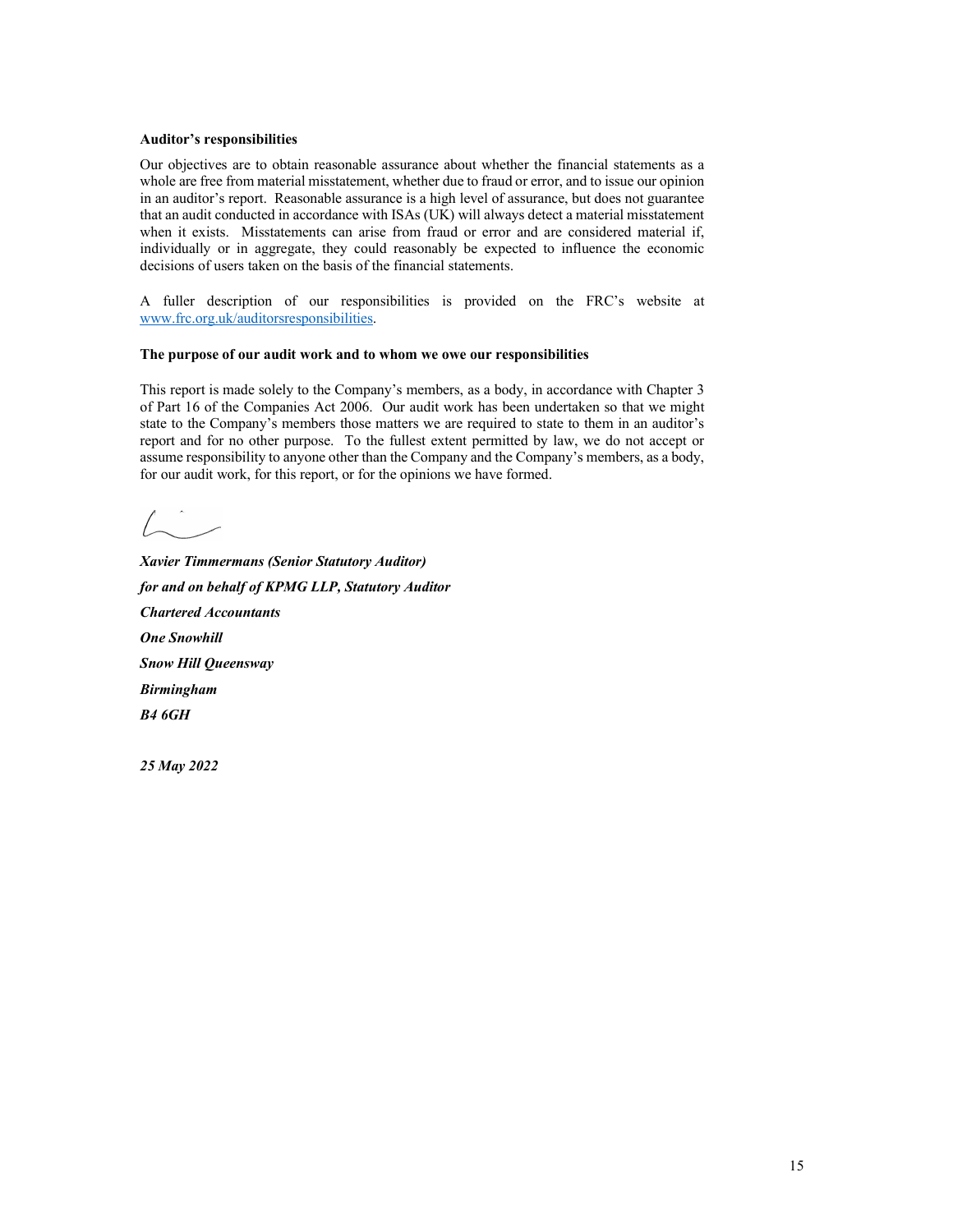**Auditor's responsibilities**

Our objectives are to obtain reasonable assurance about whether the financial statements as a whole are free from material misstatement, whether due to fraud or error, and to issue our opinion in an auditor's report. Reasonable assurance is a high level of assurance, but does not guarantee that an audit conducted in accordance with ISAs (UK) will always detect a material misstatement when it exists. Misstatements can arise from fraud or error and are considered material if, individually or in aggregate, they could reasonably be expected to influence the economic decisions of users taken on the basis of the financial statements.

A fuller description of our responsibilities is provided on the FRC's website at www.frc.org.uk/auditorsresponsibilities.

**The purpose of our audit work and to whom we owe our responsibilities**

This report is made solely to the Company's members, as a body, in accordance with Chapter 3 of Part 16 of the Companies Act 2006. Our audit work has been undertaken so that we might state to the Company's members those matters we are required to state to them in an auditor's report and for no other purpose. To the fullest extent permitted by law, we do not accept or assume responsibility to anyone other than the Company and the Company's members, as a body, for our audit work, for this report, or for the opinions we have formed.

***Xavier Timmermans (Senior Statutory Auditor)***

***for and on behalf of KPMG LLP, Statutory Auditor***

***Chartered Accountants***

***One Snowhill***

***Snow Hill Queensway***

***Birmingham***

***B4 6GH***

***25 May 2022***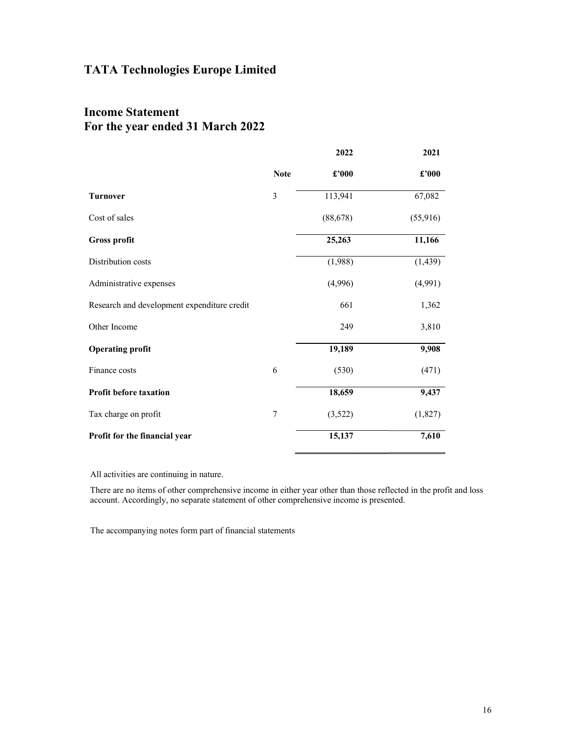# TATA Technologies Europe Limited

## Income Statement
## For the year ended 31 March 2022

| | Note | 2022 | 2021 |
|---|---|---|---|
| | | £'000 | £'000 |
| **Turnover** | 3 | 113,941 | 67,082 |
| Cost of sales | | (88,678) | (55,916) |
| **Gross profit** | | **25,263** | **11,166** |
| Distribution costs | | (1,988) | (1,439) |
| Administrative expenses | | (4,996) | (4,991) |
| Research and development expenditure credit | | 661 | 1,362 |
| Other Income | | 249 | 3,810 |
| **Operating profit** | | **19,189** | **9,908** |
| Finance costs | 6 | (530) | (471) |
| **Profit before taxation** | | **18,659** | **9,437** |
| Tax charge on profit | 7 | (3,522) | (1,827) |
| **Profit for the financial year** | | **15,137** | **7,610** |

All activities are continuing in nature.

There are no items of other comprehensive income in either year other than those reflected in the profit and loss account. Accordingly, no separate statement of other comprehensive income is presented.

The accompanying notes form part of financial statements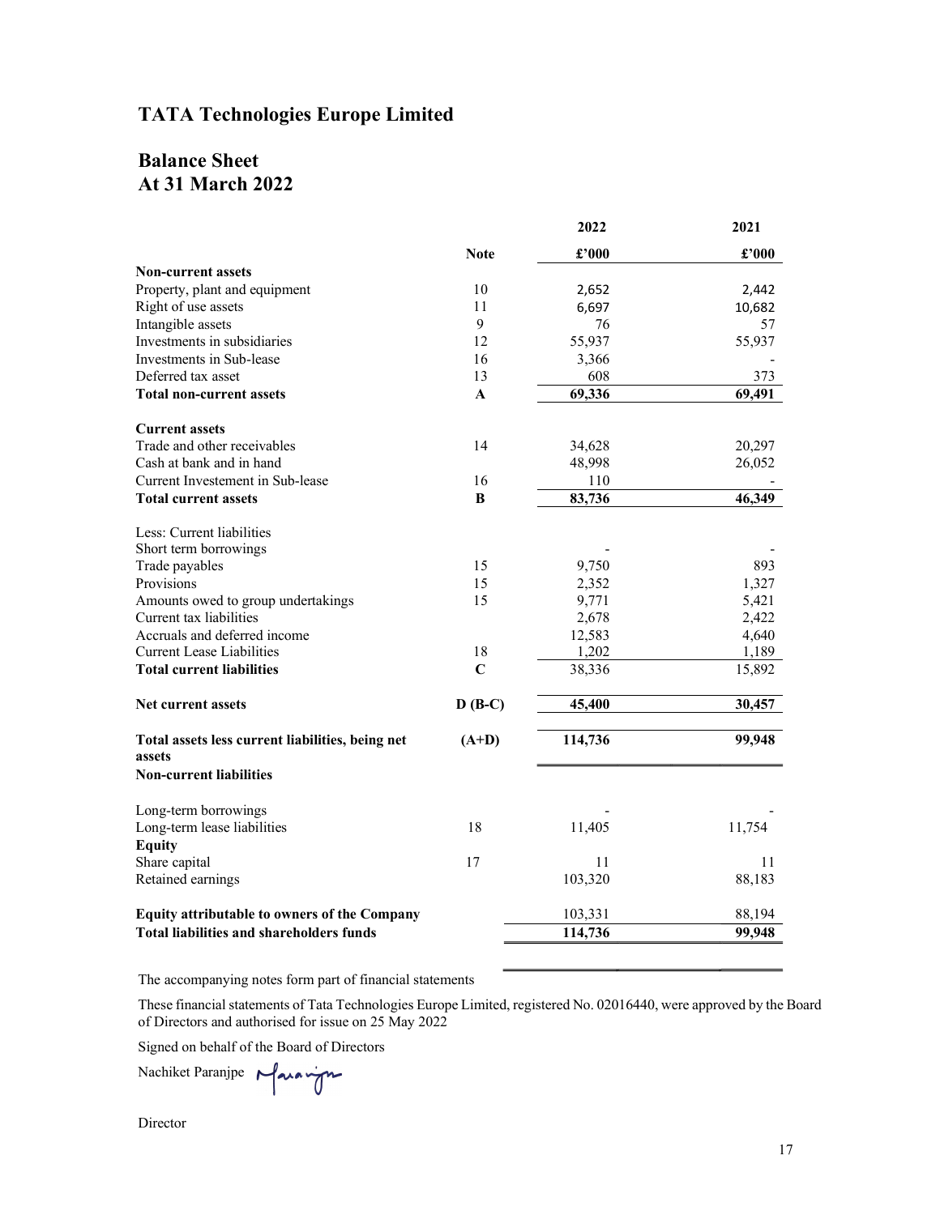# TATA Technologies Europe Limited

## Balance Sheet
## At 31 March 2022

| | Note | 2022 £'000 | 2021 £'000 |
|---|---|---|---|
| **Non-current assets** | | | |
| Property, plant and equipment | 10 | 2,652 | 2,442 |
| Right of use assets | 11 | 6,697 | 10,682 |
| Intangible assets | 9 | 76 | 57 |
| Investments in subsidiaries | 12 | 55,937 | 55,937 |
| Investments in Sub-lease | 16 | 3,366 | - |
| Deferred tax asset | 13 | 608 | 373 |
| **Total non-current assets** | **A** | **69,336** | **69,491** |
| **Current assets** | | | |
| Trade and other receivables | 14 | 34,628 | 20,297 |
| Cash at bank and in hand | | 48,998 | 26,052 |
| Current Investement in Sub-lease | 16 | 110 | - |
| **Total current assets** | **B** | **83,736** | **46,349** |
| Less: Current liabilities | | | |
| Short term borrowings | | - | - |
| Trade payables | 15 | 9,750 | 893 |
| Provisions | 15 | 2,352 | 1,327 |
| Amounts owed to group undertakings | 15 | 9,771 | 5,421 |
| Current tax liabilities | | 2,678 | 2,422 |
| Accruals and deferred income | | 12,583 | 4,640 |
| Current Lease Liabilities | 18 | 1,202 | 1,189 |
| **Total current liabilities** | **C** | 38,336 | 15,892 |
| **Net current assets** | **D (B-C)** | **45,400** | **30,457** |
| **Total assets less current liabilities, being net assets** | **(A+D)** | **114,736** | **99,948** |
| **Non-current liabilities** | | | |
| Long-term borrowings | | - | - |
| Long-term lease liabilities | 18 | 11,405 | 11,754 |
| **Equity** | | | |
| Share capital | 17 | 11 | 11 |
| Retained earnings | | 103,320 | 88,183 |
| **Equity attributable to owners of the Company** | | 103,331 | 88,194 |
| **Total liabilities and shareholders funds** | | **114,736** | **99,948** |

The accompanying notes form part of financial statements

These financial statements of Tata Technologies Europe Limited, registered No. 02016440, were approved by the Board of Directors and authorised for issue on 25 May 2022

Signed on behalf of the Board of Directors

Nachiket Paranjpe

Director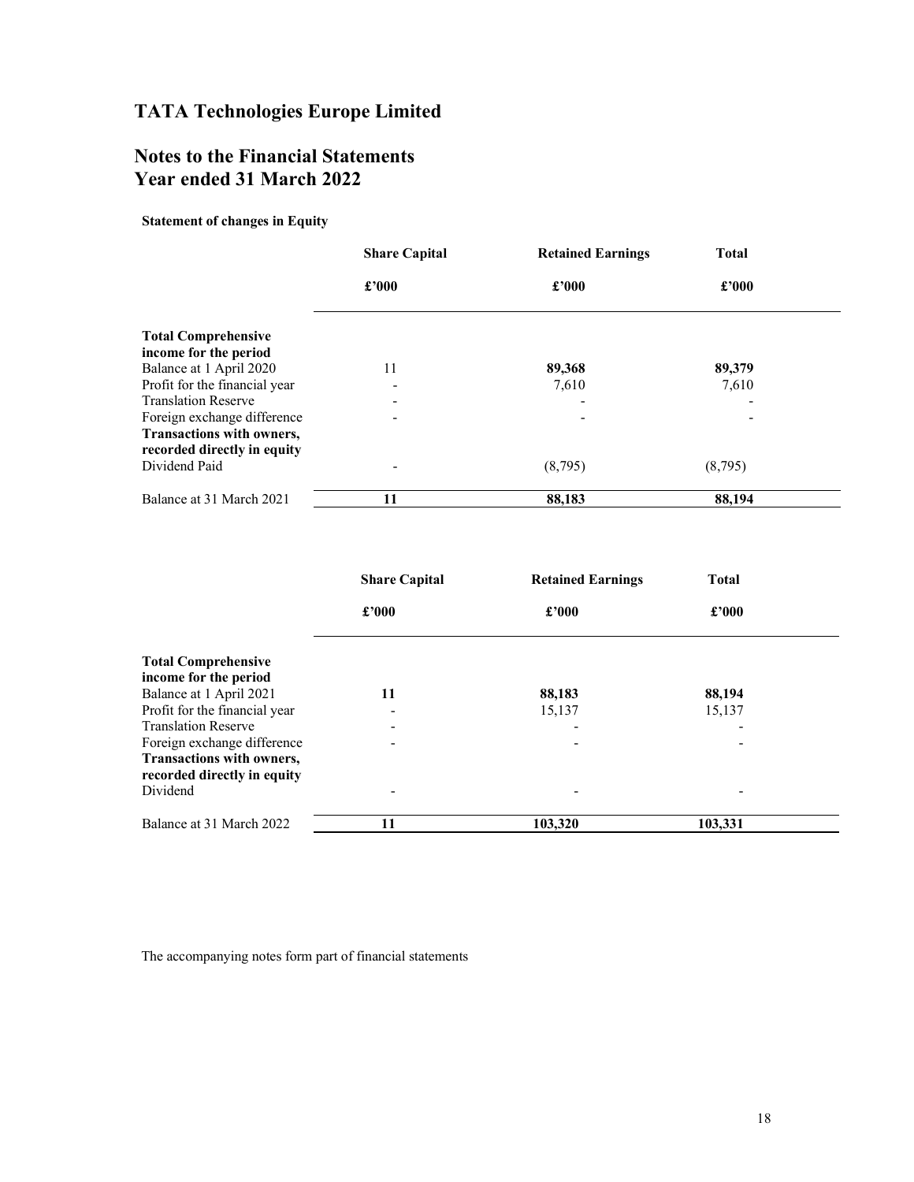# TATA Technologies Europe Limited

# Notes to the Financial Statements
# Year ended 31 March 2022

**Statement of changes in Equity**

| | Share Capital | Retained Earnings | Total |
|---|---|---|---|
| | £'000 | £'000 | £'000 |
| **Total Comprehensive income for the period** | | | |
| Balance at 1 April 2020 | 11 | **89,368** | **89,379** |
| Profit for the financial year | - | 7,610 | 7,610 |
| Translation Reserve | - | - | - |
| Foreign exchange difference | - | - | - |
| **Transactions with owners, recorded directly in equity** | | | |
| Dividend Paid | - | (8,795) | (8,795) |
| Balance at 31 March 2021 | **11** | **88,183** | **88,194** |

| | Share Capital | Retained Earnings | Total |
|---|---|---|---|
| | £'000 | £'000 | £'000 |
| **Total Comprehensive income for the period** | | | |
| Balance at 1 April 2021 | **11** | **88,183** | **88,194** |
| Profit for the financial year | - | 15,137 | 15,137 |
| Translation Reserve | - | - | - |
| Foreign exchange difference | - | - | - |
| **Transactions with owners, recorded directly in equity** | | | |
| Dividend | - | - | - |
| Balance at 31 March 2022 | **11** | **103,320** | **103,331** |

The accompanying notes form part of financial statements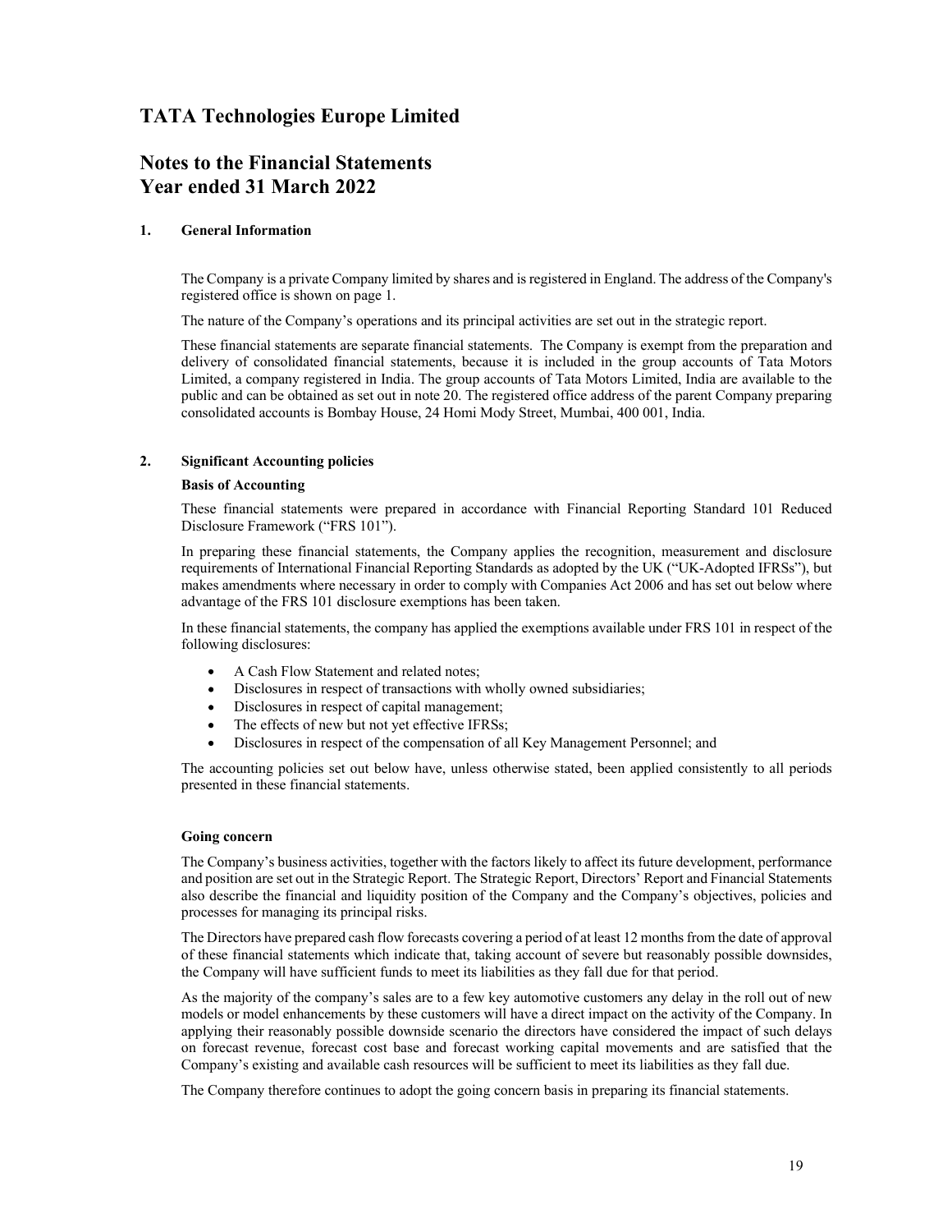# TATA Technologies Europe Limited

## Notes to the Financial Statements
## Year ended 31 March 2022

### 1. General Information

The Company is a private Company limited by shares and is registered in England. The address of the Company's registered office is shown on page 1.

The nature of the Company's operations and its principal activities are set out in the strategic report.

These financial statements are separate financial statements. The Company is exempt from the preparation and delivery of consolidated financial statements, because it is included in the group accounts of Tata Motors Limited, a company registered in India. The group accounts of Tata Motors Limited, India are available to the public and can be obtained as set out in note 20. The registered office address of the parent Company preparing consolidated accounts is Bombay House, 24 Homi Mody Street, Mumbai, 400 001, India.

### 2. Significant Accounting policies

**Basis of Accounting**

These financial statements were prepared in accordance with Financial Reporting Standard 101 Reduced Disclosure Framework ("FRS 101").

In preparing these financial statements, the Company applies the recognition, measurement and disclosure requirements of International Financial Reporting Standards as adopted by the UK ("UK-Adopted IFRSs"), but makes amendments where necessary in order to comply with Companies Act 2006 and has set out below where advantage of the FRS 101 disclosure exemptions has been taken.

In these financial statements, the company has applied the exemptions available under FRS 101 in respect of the following disclosures:

- A Cash Flow Statement and related notes;
- Disclosures in respect of transactions with wholly owned subsidiaries;
- Disclosures in respect of capital management;
- The effects of new but not yet effective IFRSs;
- Disclosures in respect of the compensation of all Key Management Personnel; and

The accounting policies set out below have, unless otherwise stated, been applied consistently to all periods presented in these financial statements.

**Going concern**

The Company's business activities, together with the factors likely to affect its future development, performance and position are set out in the Strategic Report. The Strategic Report, Directors' Report and Financial Statements also describe the financial and liquidity position of the Company and the Company's objectives, policies and processes for managing its principal risks.

The Directors have prepared cash flow forecasts covering a period of at least 12 months from the date of approval of these financial statements which indicate that, taking account of severe but reasonably possible downsides, the Company will have sufficient funds to meet its liabilities as they fall due for that period.

As the majority of the company's sales are to a few key automotive customers any delay in the roll out of new models or model enhancements by these customers will have a direct impact on the activity of the Company. In applying their reasonably possible downside scenario the directors have considered the impact of such delays on forecast revenue, forecast cost base and forecast working capital movements and are satisfied that the Company's existing and available cash resources will be sufficient to meet its liabilities as they fall due.

The Company therefore continues to adopt the going concern basis in preparing its financial statements.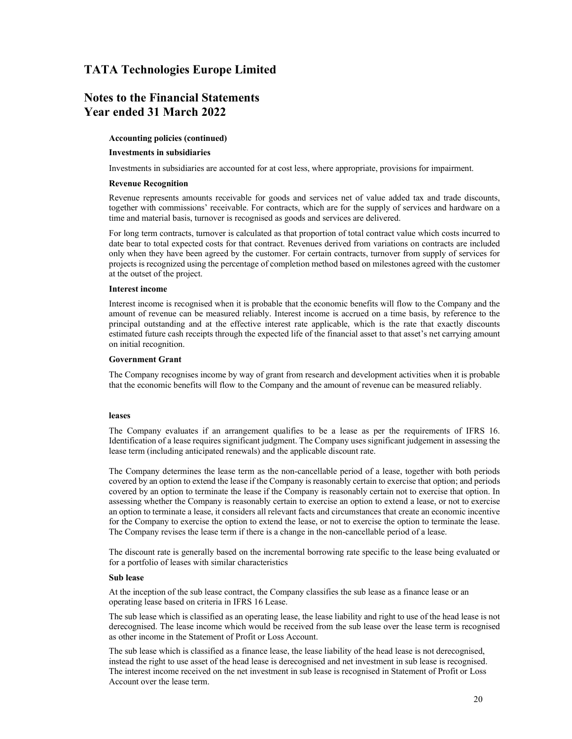# TATA Technologies Europe Limited

## Notes to the Financial Statements
## Year ended 31 March 2022

**Accounting policies (continued)**

**Investments in subsidiaries**

Investments in subsidiaries are accounted for at cost less, where appropriate, provisions for impairment.

**Revenue Recognition**

Revenue represents amounts receivable for goods and services net of value added tax and trade discounts, together with commissions' receivable. For contracts, which are for the supply of services and hardware on a time and material basis, turnover is recognised as goods and services are delivered.

For long term contracts, turnover is calculated as that proportion of total contract value which costs incurred to date bear to total expected costs for that contract. Revenues derived from variations on contracts are included only when they have been agreed by the customer. For certain contracts, turnover from supply of services for projects is recognized using the percentage of completion method based on milestones agreed with the customer at the outset of the project.

**Interest income**

Interest income is recognised when it is probable that the economic benefits will flow to the Company and the amount of revenue can be measured reliably. Interest income is accrued on a time basis, by reference to the principal outstanding and at the effective interest rate applicable, which is the rate that exactly discounts estimated future cash receipts through the expected life of the financial asset to that asset's net carrying amount on initial recognition.

**Government Grant**

The Company recognises income by way of grant from research and development activities when it is probable that the economic benefits will flow to the Company and the amount of revenue can be measured reliably.

**leases**

The Company evaluates if an arrangement qualifies to be a lease as per the requirements of IFRS 16. Identification of a lease requires significant judgment. The Company uses significant judgement in assessing the lease term (including anticipated renewals) and the applicable discount rate.

The Company determines the lease term as the non-cancellable period of a lease, together with both periods covered by an option to extend the lease if the Company is reasonably certain to exercise that option; and periods covered by an option to terminate the lease if the Company is reasonably certain not to exercise that option. In assessing whether the Company is reasonably certain to exercise an option to extend a lease, or not to exercise an option to terminate a lease, it considers all relevant facts and circumstances that create an economic incentive for the Company to exercise the option to extend the lease, or not to exercise the option to terminate the lease. The Company revises the lease term if there is a change in the non-cancellable period of a lease.

The discount rate is generally based on the incremental borrowing rate specific to the lease being evaluated or for a portfolio of leases with similar characteristics

**Sub lease**

At the inception of the sub lease contract, the Company classifies the sub lease as a finance lease or an operating lease based on criteria in IFRS 16 Lease.

The sub lease which is classified as an operating lease, the lease liability and right to use of the head lease is not derecognised. The lease income which would be received from the sub lease over the lease term is recognised as other income in the Statement of Profit or Loss Account.

The sub lease which is classified as a finance lease, the lease liability of the head lease is not derecognised, instead the right to use asset of the head lease is derecognised and net investment in sub lease is recognised. The interest income received on the net investment in sub lease is recognised in Statement of Profit or Loss Account over the lease term.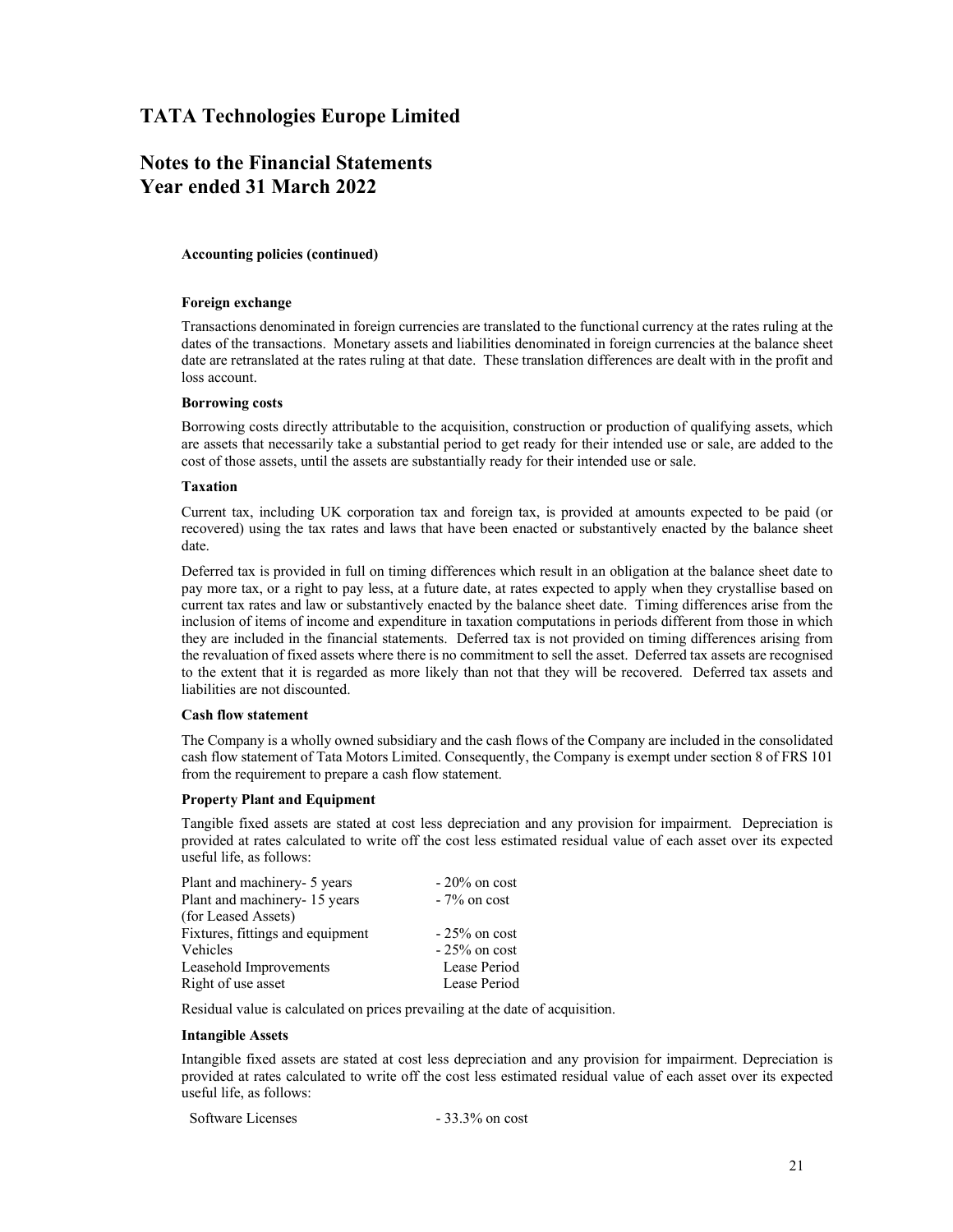# TATA Technologies Europe Limited

## Notes to the Financial Statements
## Year ended 31 March 2022

**Accounting policies (continued)**

**Foreign exchange**

Transactions denominated in foreign currencies are translated to the functional currency at the rates ruling at the dates of the transactions. Monetary assets and liabilities denominated in foreign currencies at the balance sheet date are retranslated at the rates ruling at that date. These translation differences are dealt with in the profit and loss account.

**Borrowing costs**

Borrowing costs directly attributable to the acquisition, construction or production of qualifying assets, which are assets that necessarily take a substantial period to get ready for their intended use or sale, are added to the cost of those assets, until the assets are substantially ready for their intended use or sale.

**Taxation**

Current tax, including UK corporation tax and foreign tax, is provided at amounts expected to be paid (or recovered) using the tax rates and laws that have been enacted or substantively enacted by the balance sheet date.

Deferred tax is provided in full on timing differences which result in an obligation at the balance sheet date to pay more tax, or a right to pay less, at a future date, at rates expected to apply when they crystallise based on current tax rates and law or substantively enacted by the balance sheet date. Timing differences arise from the inclusion of items of income and expenditure in taxation computations in periods different from those in which they are included in the financial statements. Deferred tax is not provided on timing differences arising from the revaluation of fixed assets where there is no commitment to sell the asset. Deferred tax assets are recognised to the extent that it is regarded as more likely than not that they will be recovered. Deferred tax assets and liabilities are not discounted.

**Cash flow statement**

The Company is a wholly owned subsidiary and the cash flows of the Company are included in the consolidated cash flow statement of Tata Motors Limited. Consequently, the Company is exempt under section 8 of FRS 101 from the requirement to prepare a cash flow statement.

**Property Plant and Equipment**

Tangible fixed assets are stated at cost less depreciation and any provision for impairment. Depreciation is provided at rates calculated to write off the cost less estimated residual value of each asset over its expected useful life, as follows:

| | |
|---|---|
| Plant and machinery- 5 years | - 20% on cost |
| Plant and machinery- 15 years (for Leased Assets) | - 7% on cost |
| Fixtures, fittings and equipment | - 25% on cost |
| Vehicles | - 25% on cost |
| Leasehold Improvements | Lease Period |
| Right of use asset | Lease Period |

Residual value is calculated on prices prevailing at the date of acquisition.

**Intangible Assets**

Intangible fixed assets are stated at cost less depreciation and any provision for impairment. Depreciation is provided at rates calculated to write off the cost less estimated residual value of each asset over its expected useful life, as follows:

| | |
|---|---|
| Software Licenses | - 33.3% on cost |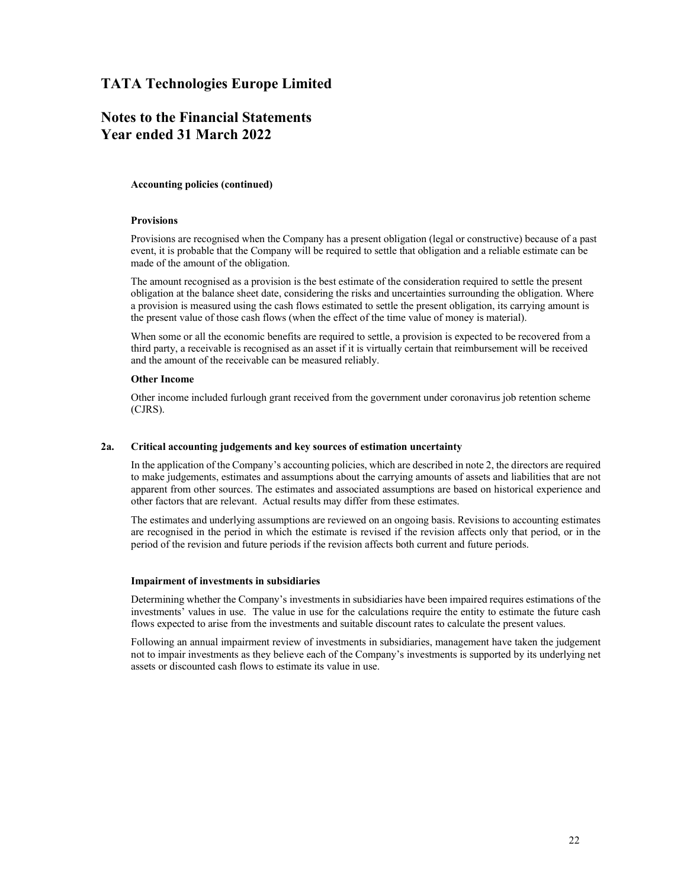# TATA Technologies Europe Limited

## Notes to the Financial Statements
## Year ended 31 March 2022

**Accounting policies (continued)**

**Provisions**

Provisions are recognised when the Company has a present obligation (legal or constructive) because of a past event, it is probable that the Company will be required to settle that obligation and a reliable estimate can be made of the amount of the obligation.

The amount recognised as a provision is the best estimate of the consideration required to settle the present obligation at the balance sheet date, considering the risks and uncertainties surrounding the obligation. Where a provision is measured using the cash flows estimated to settle the present obligation, its carrying amount is the present value of those cash flows (when the effect of the time value of money is material).

When some or all the economic benefits are required to settle, a provision is expected to be recovered from a third party, a receivable is recognised as an asset if it is virtually certain that reimbursement will be received and the amount of the receivable can be measured reliably.

**Other Income**

Other income included furlough grant received from the government under coronavirus job retention scheme (CJRS).

**2a. Critical accounting judgements and key sources of estimation uncertainty**

In the application of the Company's accounting policies, which are described in note 2, the directors are required to make judgements, estimates and assumptions about the carrying amounts of assets and liabilities that are not apparent from other sources. The estimates and associated assumptions are based on historical experience and other factors that are relevant. Actual results may differ from these estimates.

The estimates and underlying assumptions are reviewed on an ongoing basis. Revisions to accounting estimates are recognised in the period in which the estimate is revised if the revision affects only that period, or in the period of the revision and future periods if the revision affects both current and future periods.

**Impairment of investments in subsidiaries**

Determining whether the Company's investments in subsidiaries have been impaired requires estimations of the investments' values in use. The value in use for the calculations require the entity to estimate the future cash flows expected to arise from the investments and suitable discount rates to calculate the present values.

Following an annual impairment review of investments in subsidiaries, management have taken the judgement not to impair investments as they believe each of the Company's investments is supported by its underlying net assets or discounted cash flows to estimate its value in use.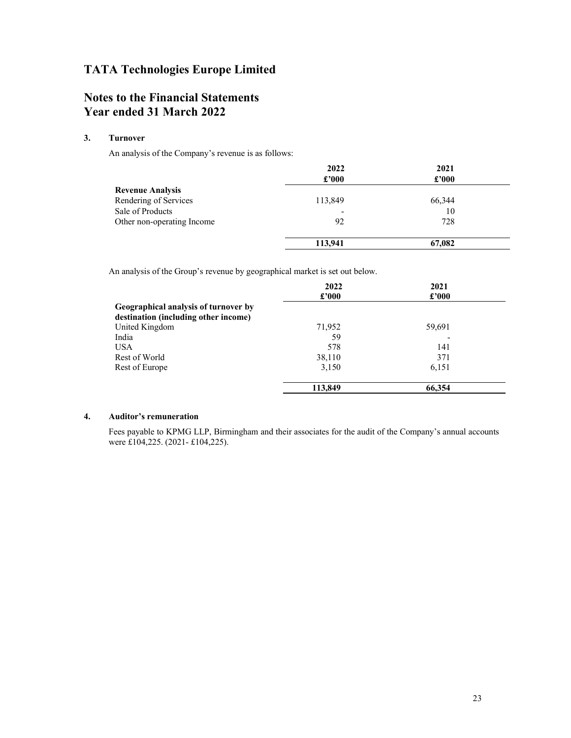# TATA Technologies Europe Limited

## Notes to the Financial Statements
## Year ended 31 March 2022

### 3. Turnover

An analysis of the Company's revenue is as follows:

| | 2022<br>£'000 | 2021<br>£'000 |
|---|---|---|
| **Revenue Analysis** | | |
| Rendering of Services | 113,849 | 66,344 |
| Sale of Products | - | 10 |
| Other non-operating Income | 92 | 728 |
| | **113,941** | **67,082** |

An analysis of the Group's revenue by geographical market is set out below.

| | 2022<br>£'000 | 2021<br>£'000 |
|---|---|---|
| **Geographical analysis of turnover by destination (including other income)** | | |
| United Kingdom | 71,952 | 59,691 |
| India | 59 | - |
| USA | 578 | 141 |
| Rest of World | 38,110 | 371 |
| Rest of Europe | 3,150 | 6,151 |
| | **113,849** | **66,354** |

### 4. Auditor's remuneration

Fees payable to KPMG LLP, Birmingham and their associates for the audit of the Company's annual accounts were £104,225. (2021- £104,225).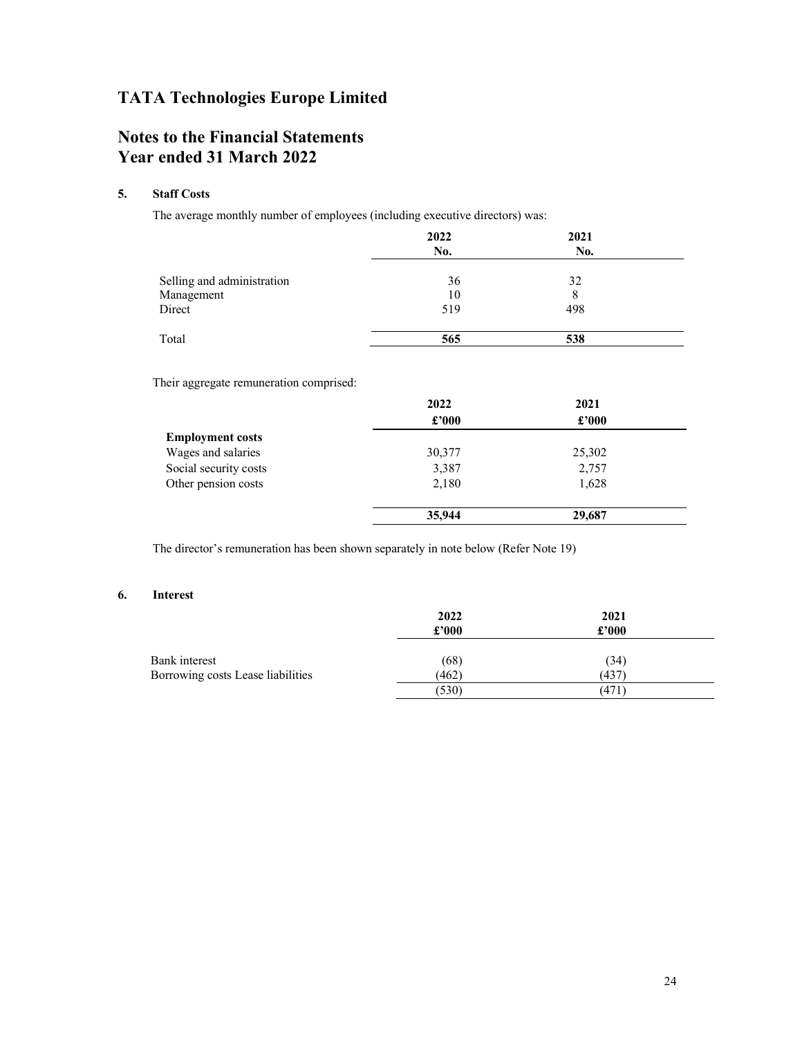# TATA Technologies Europe Limited

# Notes to the Financial Statements
# Year ended 31 March 2022

## 5. Staff Costs

The average monthly number of employees (including executive directors) was:

| | 2022 No. | 2021 No. |
|---|---|---|
| Selling and administration | 36 | 32 |
| Management | 10 | 8 |
| Direct | 519 | 498 |
| Total | **565** | **538** |

Their aggregate remuneration comprised:

| | 2022 £'000 | 2021 £'000 |
|---|---|---|
| **Employment costs** | | |
| Wages and salaries | 30,377 | 25,302 |
| Social security costs | 3,387 | 2,757 |
| Other pension costs | 2,180 | 1,628 |
| | **35,944** | **29,687** |

The director's remuneration has been shown separately in note below (Refer Note 19)

## 6. Interest

| | 2022 £'000 | 2021 £'000 |
|---|---|---|
| Bank interest | (68) | (34) |
| Borrowing costs Lease liabilities | (462) | (437) |
| | (530) | (471) |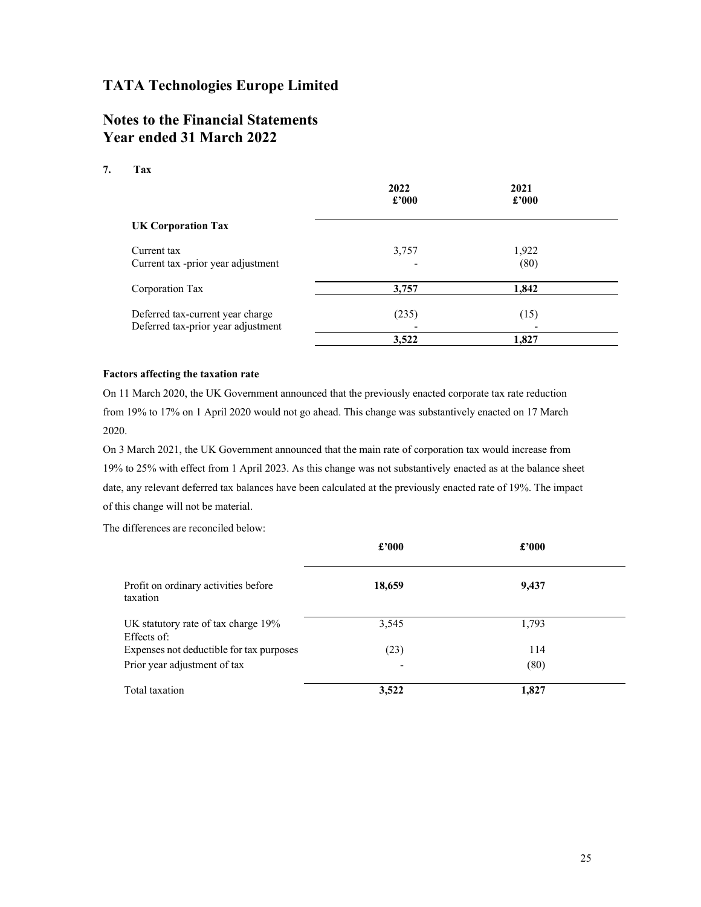# TATA Technologies Europe Limited

## Notes to the Financial Statements
## Year ended 31 March 2022

### 7. Tax

| | 2022 £'000 | 2021 £'000 |
|---|---|---|
| **UK Corporation Tax** | | |
| Current tax | 3,757 | 1,922 |
| Current tax -prior year adjustment | - | (80) |
| Corporation Tax | **3,757** | **1,842** |
| Deferred tax-current year charge | (235) | (15) |
| Deferred tax-prior year adjustment | - | - |
| | **3,522** | **1,827** |

**Factors affecting the taxation rate**

On 11 March 2020, the UK Government announced that the previously enacted corporate tax rate reduction from 19% to 17% on 1 April 2020 would not go ahead. This change was substantively enacted on 17 March 2020.

On 3 March 2021, the UK Government announced that the main rate of corporation tax would increase from 19% to 25% with effect from 1 April 2023. As this change was not substantively enacted as at the balance sheet date, any relevant deferred tax balances have been calculated at the previously enacted rate of 19%. The impact of this change will not be material.

The differences are reconciled below:

| | £'000 | £'000 |
|---|---|---|
| Profit on ordinary activities before taxation | **18,659** | **9,437** |
| UK statutory rate of tax charge 19% | 3,545 | 1,793 |
| Effects of: | | |
| Expenses not deductible for tax purposes | (23) | 114 |
| Prior year adjustment of tax | - | (80) |
| Total taxation | **3,522** | **1,827** |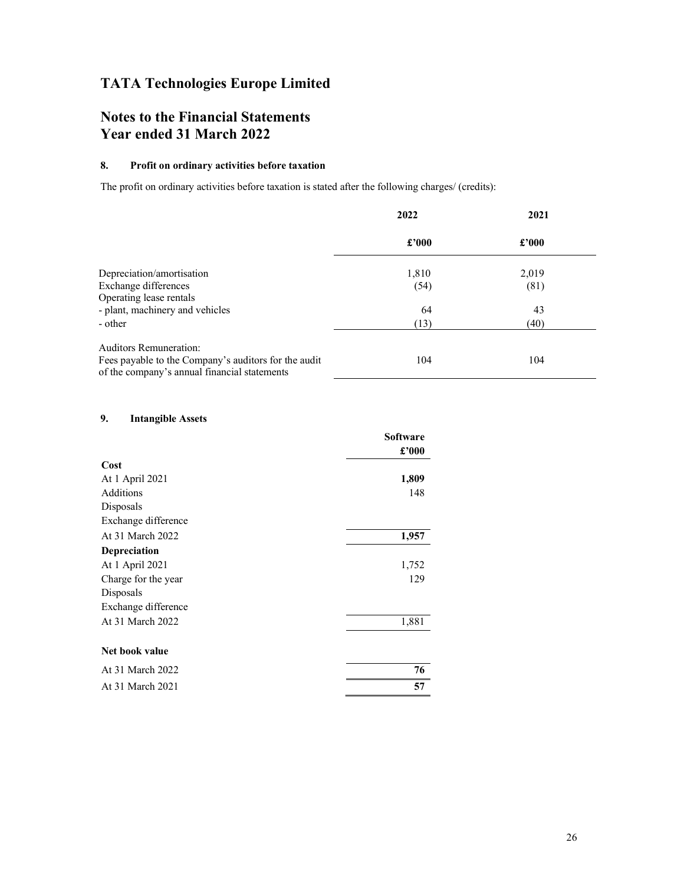# TATA Technologies Europe Limited

## Notes to the Financial Statements
## Year ended 31 March 2022

### 8. Profit on ordinary activities before taxation

The profit on ordinary activities before taxation is stated after the following charges/ (credits):

| | 2022 | 2021 |
|---|---|---|
| | £'000 | £'000 |
| Depreciation/amortisation | 1,810 | 2,019 |
| Exchange differences | (54) | (81) |
| Operating lease rentals | | |
| - plant, machinery and vehicles | 64 | 43 |
| - other | (13) | (40) |
| Auditors Remuneration: | | |
| Fees payable to the Company's auditors for the audit of the company's annual financial statements | 104 | 104 |

### 9. Intangible Assets

| | Software |
|---|---|
| | £'000 |
| **Cost** | |
| At 1 April 2021 | **1,809** |
| Additions | 148 |
| Disposals | |
| Exchange difference | |
| At 31 March 2022 | **1,957** |
| **Depreciation** | |
| At 1 April 2021 | 1,752 |
| Charge for the year | 129 |
| Disposals | |
| Exchange difference | |
| At 31 March 2022 | 1,881 |
| **Net book value** | |
| At 31 March 2022 | **76** |
| At 31 March 2021 | **57** |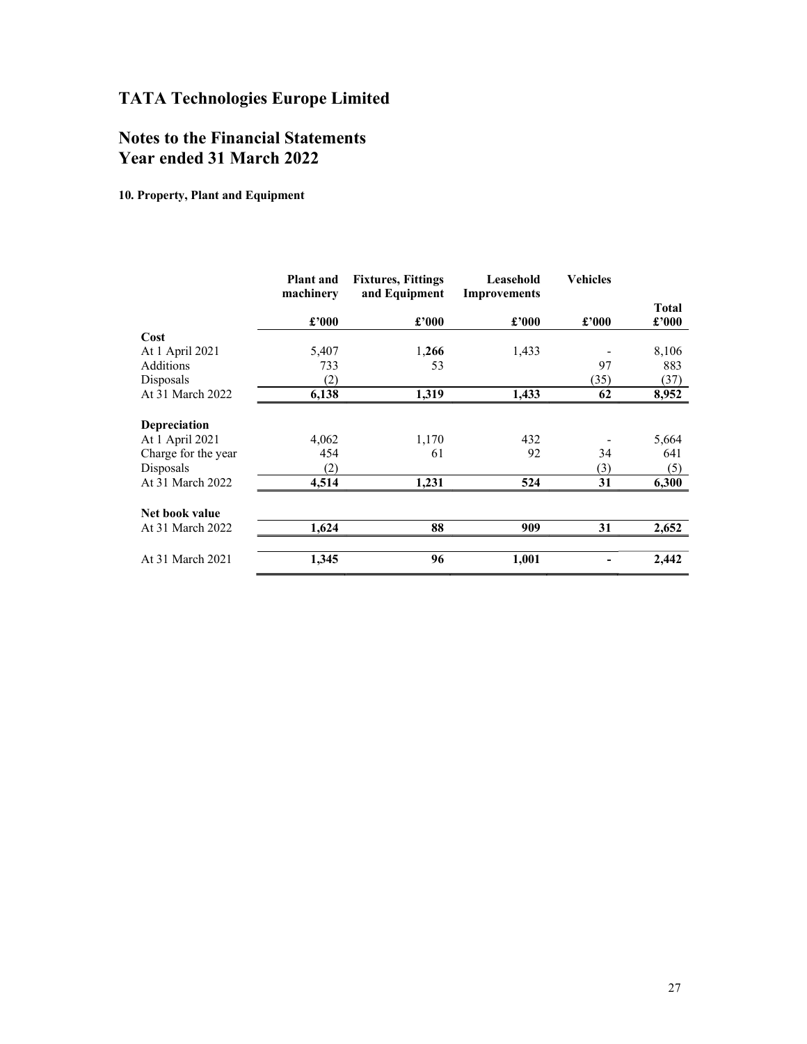# TATA Technologies Europe Limited

## Notes to the Financial Statements
## Year ended 31 March 2022

**10. Property, Plant and Equipment**

| | Plant and machinery | Fixtures, Fittings and Equipment | Leasehold Improvements | Vehicles | Total |
|---|---|---|---|---|---|
| | £'000 | £'000 | £'000 | £'000 | £'000 |
| **Cost** | | | | | |
| At 1 April 2021 | 5,407 | 1,266 | 1,433 | - | 8,106 |
| Additions | 733 | 53 | | 97 | 883 |
| Disposals | (2) | | | (35) | (37) |
| At 31 March 2022 | **6,138** | **1,319** | **1,433** | **62** | **8,952** |
| **Depreciation** | | | | | |
| At 1 April 2021 | 4,062 | 1,170 | 432 | - | 5,664 |
| Charge for the year | 454 | 61 | 92 | 34 | 641 |
| Disposals | (2) | | | (3) | (5) |
| At 31 March 2022 | **4,514** | **1,231** | **524** | **31** | **6,300** |
| **Net book value** | | | | | |
| At 31 March 2022 | **1,624** | **88** | **909** | **31** | **2,652** |
| At 31 March 2021 | **1,345** | **96** | **1,001** | **-** | **2,442** |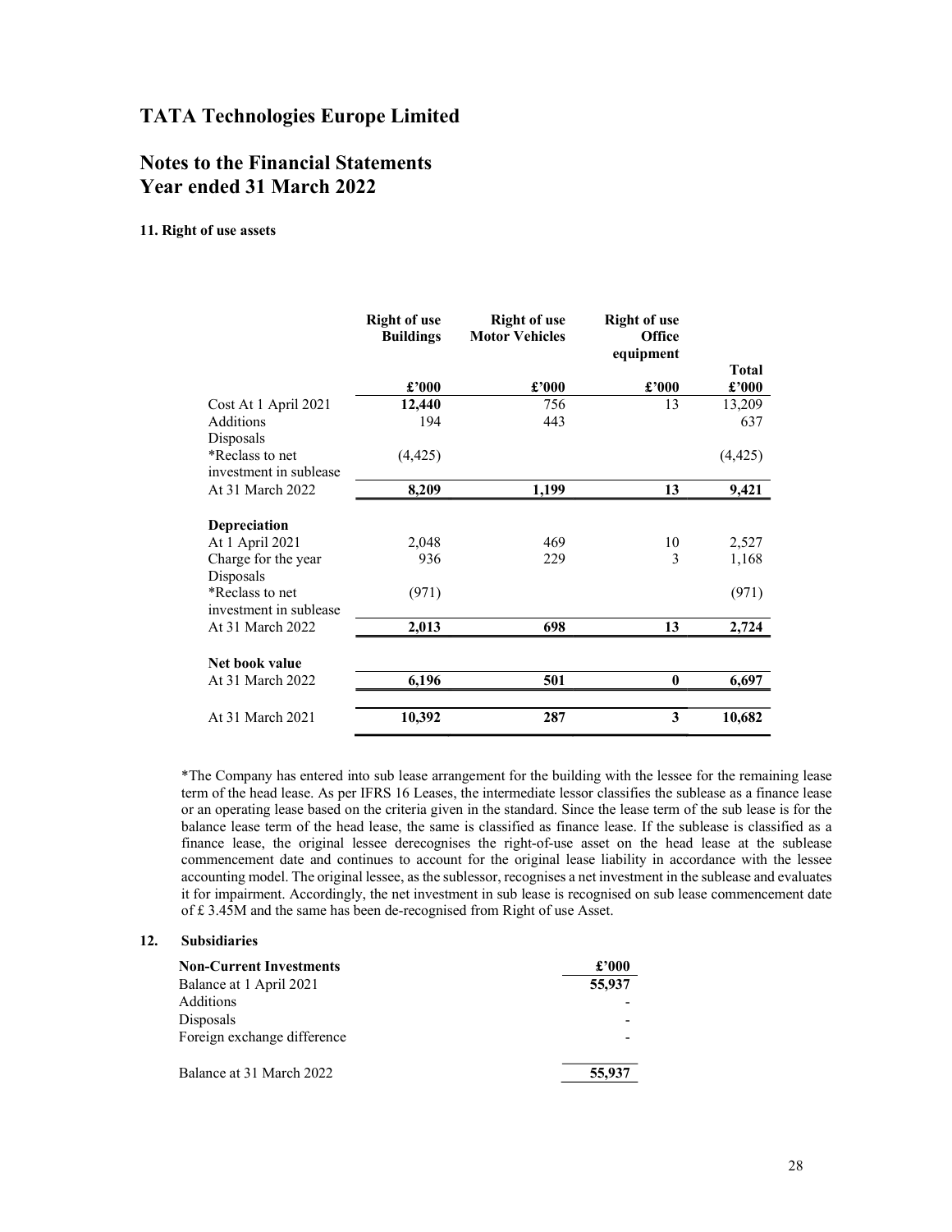# TATA Technologies Europe Limited

## Notes to the Financial Statements
## Year ended 31 March 2022

**11. Right of use assets**

| | Right of use Buildings | Right of use Motor Vehicles | Right of use Office equipment | Total |
|---|---|---|---|---|
| | £'000 | £'000 | £'000 | £'000 |
| Cost At 1 April 2021 | 12,440 | 756 | 13 | 13,209 |
| Additions | 194 | 443 | | 637 |
| Disposals | | | | |
| *Reclass to net investment in sublease | (4,425) | | | (4,425) |
| At 31 March 2022 | 8,209 | 1,199 | 13 | 9,421 |
| | | | | |
| **Depreciation** | | | | |
| At 1 April 2021 | 2,048 | 469 | 10 | 2,527 |
| Charge for the year | 936 | 229 | 3 | 1,168 |
| Disposals | | | | |
| *Reclass to net investment in sublease | (971) | | | (971) |
| At 31 March 2022 | 2,013 | 698 | 13 | 2,724 |
| | | | | |
| **Net book value** | | | | |
| At 31 March 2022 | 6,196 | 501 | 0 | 6,697 |
| | | | | |
| At 31 March 2021 | 10,392 | 287 | 3 | 10,682 |

*The Company has entered into sub lease arrangement for the building with the lessee for the remaining lease term of the head lease. As per IFRS 16 Leases, the intermediate lessor classifies the sublease as a finance lease or an operating lease based on the criteria given in the standard. Since the lease term of the sub lease is for the balance lease term of the head lease, the same is classified as finance lease. If the sublease is classified as a finance lease, the original lessee derecognises the right-of-use asset on the head lease at the sublease commencement date and continues to account for the original lease liability in accordance with the lessee accounting model. The original lessee, as the sublessor, recognises a net investment in the sublease and evaluates it for impairment. Accordingly, the net investment in sub lease is recognised on sub lease commencement date of £ 3.45M and the same has been de-recognised from Right of use Asset.

**12. Subsidiaries**

| Non-Current Investments | £'000 |
|---|---|
| Balance at 1 April 2021 | 55,937 |
| Additions | - |
| Disposals | - |
| Foreign exchange difference | - |
| Balance at 31 March 2022 | 55,937 |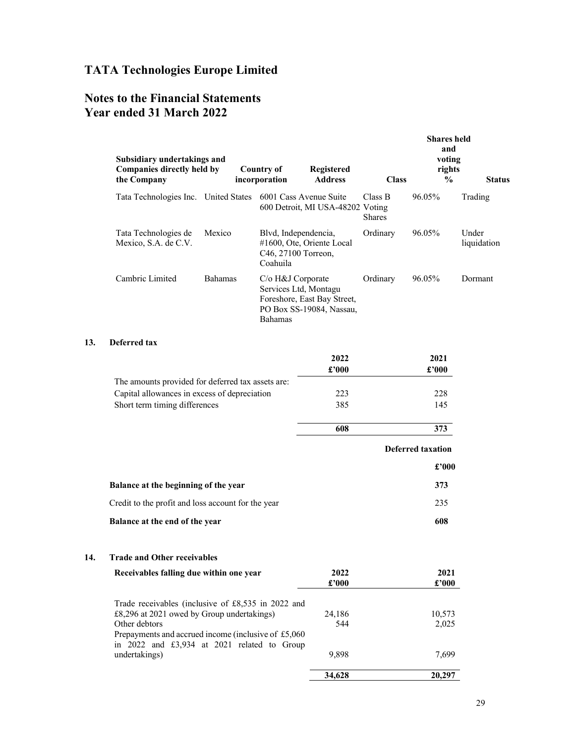# TATA Technologies Europe Limited

## Notes to the Financial Statements
## Year ended 31 March 2022

| Subsidiary undertakings and Companies directly held by the Company | Country of incorporation | Registered Address | Class | Shares held and voting rights % | Status |
|---|---|---|---|---|---|
| Tata Technologies Inc. | United States | 6001 Cass Avenue Suite 600 Detroit, MI USA-48202 | Class B Voting Shares | 96.05% | Trading |
| Tata Technologies de Mexico, S.A. de C.V. | Mexico | Blvd, Independencia, #1600, Ote, Oriente Local C46, 27100 Torreon, Coahuila | Ordinary | 96.05% | Under liquidation |
| Cambric Limited | Bahamas | C/o H&J Corporate Services Ltd, Montagu Foreshore, East Bay Street, PO Box SS-19084, Nassau, Bahamas | Ordinary | 96.05% | Dormant |

### 13. Deferred tax

| | 2022 £'000 | 2021 £'000 |
|---|---|---|
| The amounts provided for deferred tax assets are: | | |
| Capital allowances in excess of depreciation | 223 | 228 |
| Short term timing differences | 385 | 145 |
| | **608** | **373** |

| | Deferred taxation £'000 |
|---|---|
| **Balance at the beginning of the year** | **373** |
| Credit to the profit and loss account for the year | 235 |
| **Balance at the end of the year** | **608** |

### 14. Trade and Other receivables

| Receivables falling due within one year | 2022 £'000 | 2021 £'000 |
|---|---|---|
| Trade receivables (inclusive of £8,535 in 2022 and £8,296 at 2021 owed by Group undertakings) | 24,186 | 10,573 |
| Other debtors | 544 | 2,025 |
| Prepayments and accrued income (inclusive of £5,060 in 2022 and £3,934 at 2021 related to Group undertakings) | 9,898 | 7,699 |
| | **34,628** | **20,297** |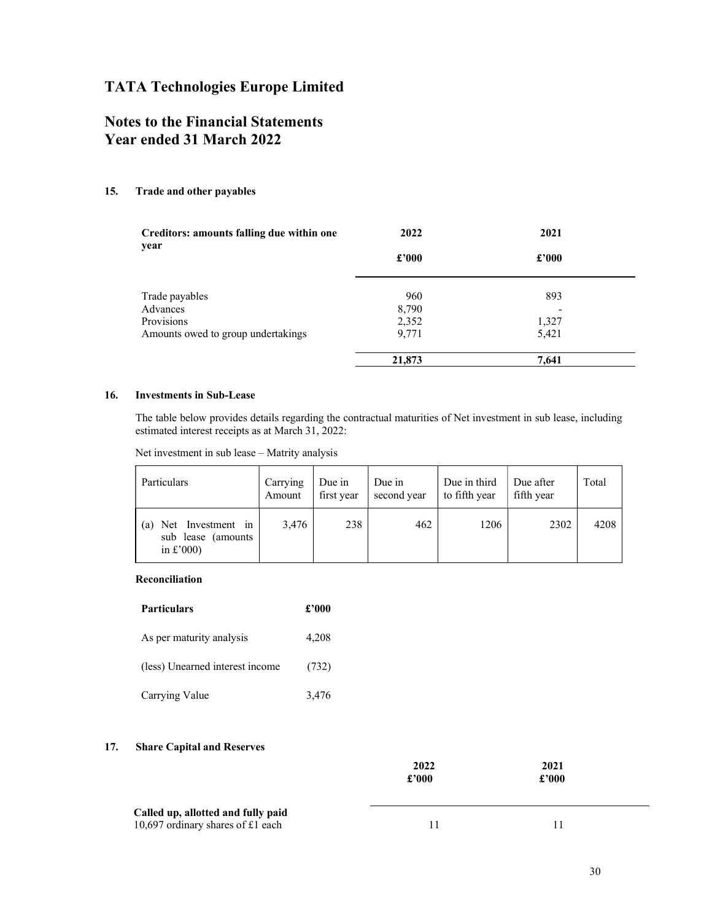# TATA Technologies Europe Limited

# Notes to the Financial Statements
# Year ended 31 March 2022

### 15. Trade and other payables

| Creditors: amounts falling due within one year | 2022<br>£'000 | 2021<br>£'000 |
|---|---|---|
| Trade payables | 960 | 893 |
| Advances | 8,790 | - |
| Provisions | 2,352 | 1,327 |
| Amounts owed to group undertakings | 9,771 | 5,421 |
| | **21,873** | **7,641** |

### 16. Investments in Sub-Lease

The table below provides details regarding the contractual maturities of Net investment in sub lease, including estimated interest receipts as at March 31, 2022:

Net investment in sub lease – Matrity analysis

| Particulars | Carrying Amount | Due in first year | Due in second year | Due in third to fifth year | Due after fifth year | Total |
|---|---|---|---|---|---|---|
| (a) Net Investment in sub lease (amounts in £'000) | 3,476 | 238 | 462 | 1206 | 2302 | 4208 |

**Reconciliation**

| **Particulars** | **£'000** |
|---|---|
| As per maturity analysis | 4,208 |
| (less) Unearned interest income | (732) |
| Carrying Value | 3,476 |

### 17. Share Capital and Reserves

| | 2022<br>£'000 | 2021<br>£'000 |
|---|---|---|
| **Called up, allotted and fully paid**<br>10,697 ordinary shares of £1 each | 11 | 11 |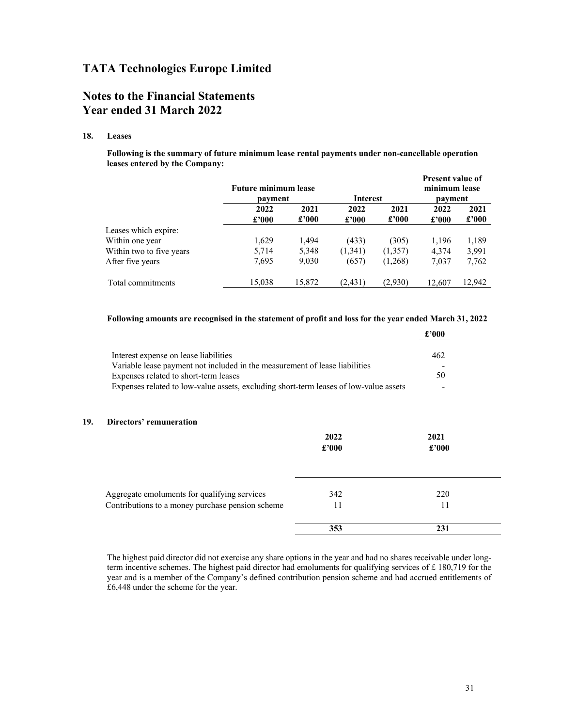# TATA Technologies Europe Limited

## Notes to the Financial Statements
## Year ended 31 March 2022

### 18. Leases

**Following is the summary of future minimum lease rental payments under non-cancellable operation leases entered by the Company:**

| | Future minimum lease payment | | Interest | | Present value of minimum lease payment | |
|---|---|---|---|---|---|---|
| | 2022 | 2021 | 2022 | 2021 | 2022 | 2021 |
| | £'000 | £'000 | £'000 | £'000 | £'000 | £'000 |
| Leases which expire: | | | | | | |
| Within one year | 1,629 | 1,494 | (433) | (305) | 1,196 | 1,189 |
| Within two to five years | 5,714 | 5,348 | (1,341) | (1,357) | 4,374 | 3,991 |
| After five years | 7,695 | 9,030 | (657) | (1,268) | 7,037 | 7,762 |
| Total commitments | 15,038 | 15,872 | (2,431) | (2,930) | 12,607 | 12,942 |

**Following amounts are recognised in the statement of profit and loss for the year ended March 31, 2022**

| | £'000 |
|---|---|
| Interest expense on lease liabilities | 462 |
| Variable lease payment not included in the measurement of lease liabilities | - |
| Expenses related to short-term leases | 50 |
| Expenses related to low-value assets, excluding short-term leases of low-value assets | - |

### 19. Directors' remuneration

| | 2022 | 2021 |
|---|---|---|
| | £'000 | £'000 |
| Aggregate emoluments for qualifying services | 342 | 220 |
| Contributions to a money purchase pension scheme | 11 | 11 |
| | **353** | **231** |

The highest paid director did not exercise any share options in the year and had no shares receivable under long-term incentive schemes. The highest paid director had emoluments for qualifying services of £ 180,719 for the year and is a member of the Company's defined contribution pension scheme and had accrued entitlements of £6,448 under the scheme for the year.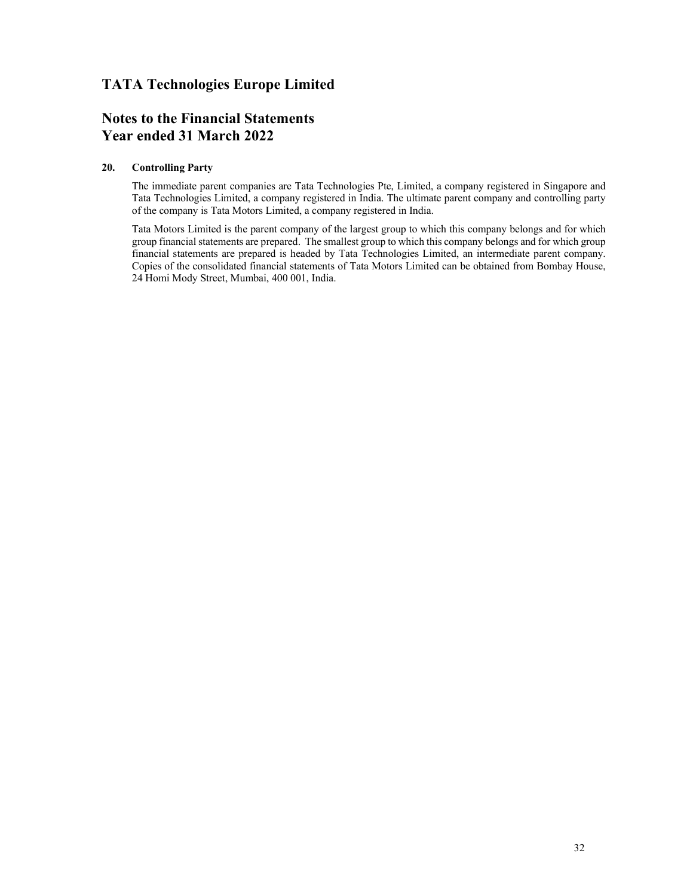# TATA Technologies Europe Limited

## Notes to the Financial Statements
## Year ended 31 March 2022

### 20. Controlling Party

The immediate parent companies are Tata Technologies Pte, Limited, a company registered in Singapore and Tata Technologies Limited, a company registered in India. The ultimate parent company and controlling party of the company is Tata Motors Limited, a company registered in India.

Tata Motors Limited is the parent company of the largest group to which this company belongs and for which group financial statements are prepared. The smallest group to which this company belongs and for which group financial statements are prepared is headed by Tata Technologies Limited, an intermediate parent company. Copies of the consolidated financial statements of Tata Motors Limited can be obtained from Bombay House, 24 Homi Mody Street, Mumbai, 400 001, India.